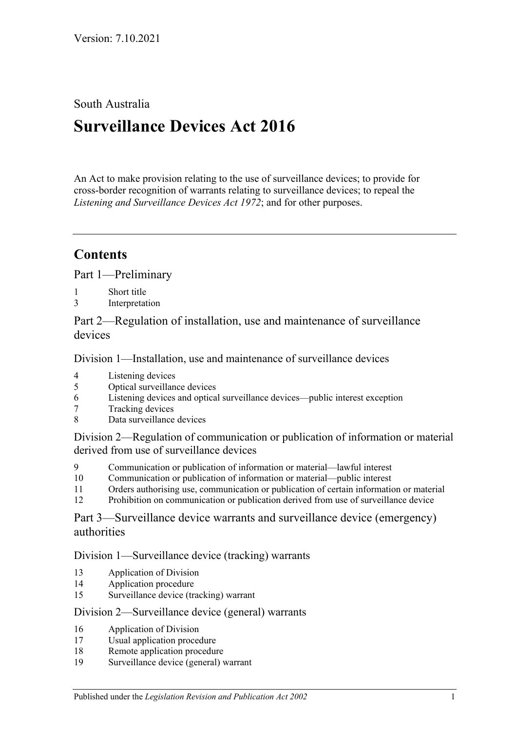Version: 7.10.2021

South Australia

# Surveillance Devices Act 2016

An Act to make provision relating to the use of surveillance devices; to provide for cross-border recognition of warrants relating to surveillance devices; to repeal the *Listening and Surveillance Devices Act 1972*; and for other purposes.

---

## Contents

Part 1—Preliminary

1 Short title
3 Interpretation

Part 2—Regulation of installation, use and maintenance of surveillance devices

Division 1—Installation, use and maintenance of surveillance devices

4 Listening devices
5 Optical surveillance devices
6 Listening devices and optical surveillance devices—public interest exception
7 Tracking devices
8 Data surveillance devices

Division 2—Regulation of communication or publication of information or material derived from use of surveillance devices

9 Communication or publication of information or material—lawful interest
10 Communication or publication of information or material—public interest
11 Orders authorising use, communication or publication of certain information or material
12 Prohibition on communication or publication derived from use of surveillance device

Part 3—Surveillance device warrants and surveillance device (emergency) authorities

Division 1—Surveillance device (tracking) warrants

13 Application of Division
14 Application procedure
15 Surveillance device (tracking) warrant

Division 2—Surveillance device (general) warrants

16 Application of Division
17 Usual application procedure
18 Remote application procedure
19 Surveillance device (general) warrant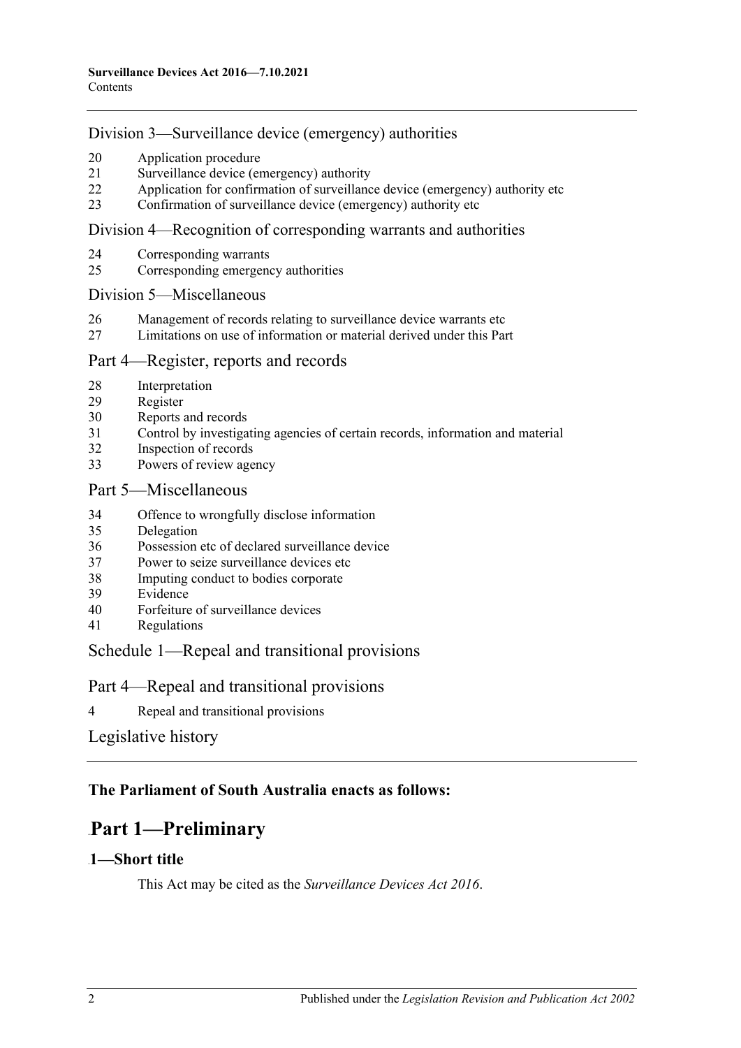Division 3—Surveillance device (emergency) authorities

20 Application procedure
21 Surveillance device (emergency) authority
22 Application for confirmation of surveillance device (emergency) authority etc
23 Confirmation of surveillance device (emergency) authority etc

Division 4—Recognition of corresponding warrants and authorities

24 Corresponding warrants
25 Corresponding emergency authorities

Division 5—Miscellaneous

26 Management of records relating to surveillance device warrants etc
27 Limitations on use of information or material derived under this Part

Part 4—Register, reports and records

28 Interpretation
29 Register
30 Reports and records
31 Control by investigating agencies of certain records, information and material
32 Inspection of records
33 Powers of review agency

Part 5—Miscellaneous

34 Offence to wrongfully disclose information
35 Delegation
36 Possession etc of declared surveillance device
37 Power to seize surveillance devices etc
38 Imputing conduct to bodies corporate
39 Evidence
40 Forfeiture of surveillance devices
41 Regulations

Schedule 1—Repeal and transitional provisions

Part 4—Repeal and transitional provisions

4 Repeal and transitional provisions

Legislative history

**The Parliament of South Australia enacts as follows:**

# Part 1—Preliminary

## 1—Short title

This Act may be cited as the *Surveillance Devices Act 2016*.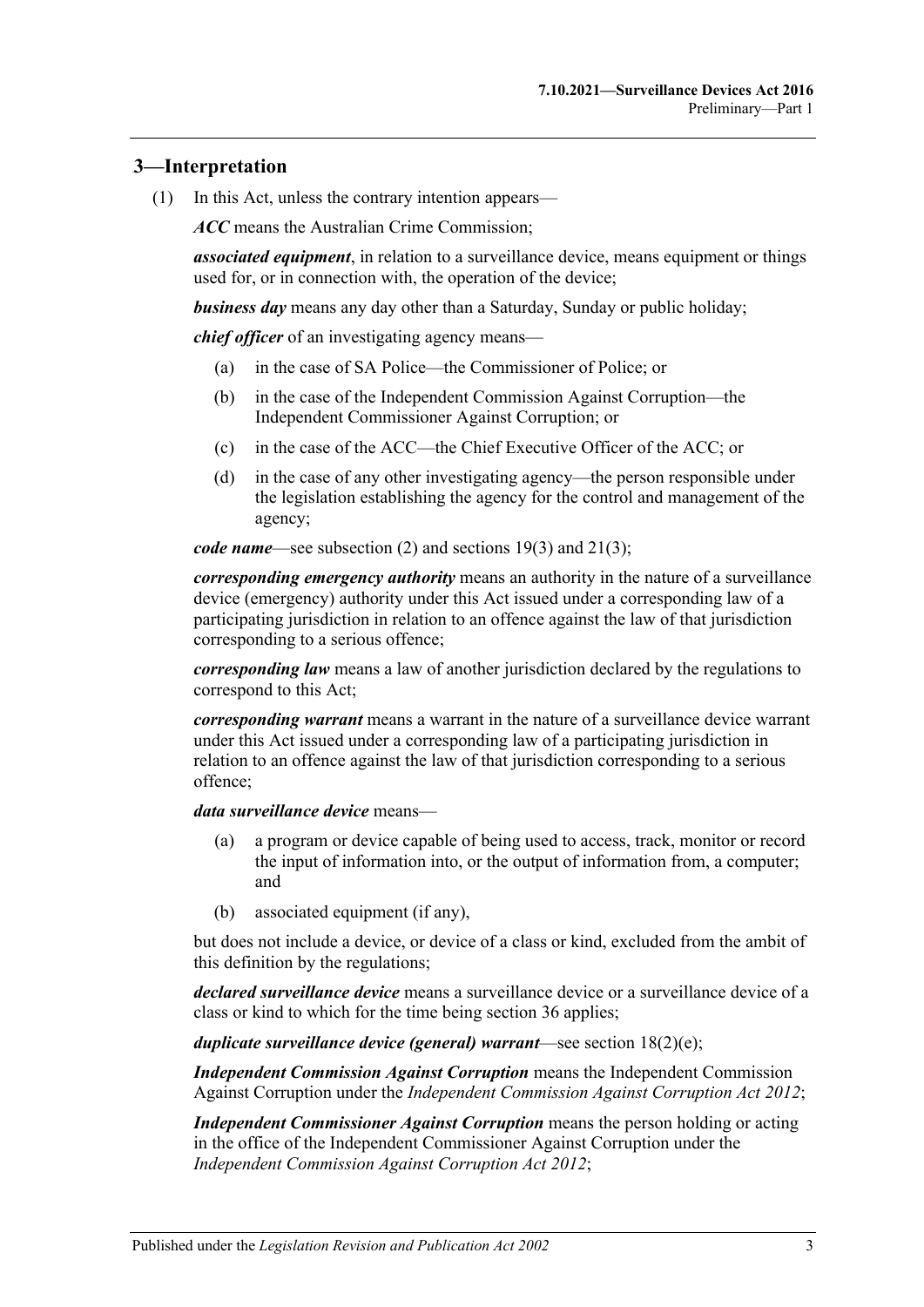## 3—Interpretation

(1) In this Act, unless the contrary intention appears—

***ACC*** means the Australian Crime Commission;

***associated equipment***, in relation to a surveillance device, means equipment or things used for, or in connection with, the operation of the device;

***business day*** means any day other than a Saturday, Sunday or public holiday;

***chief officer*** of an investigating agency means—

- (a) in the case of SA Police—the Commissioner of Police; or
- (b) in the case of the Independent Commission Against Corruption—the Independent Commissioner Against Corruption; or
- (c) in the case of the ACC—the Chief Executive Officer of the ACC; or
- (d) in the case of any other investigating agency—the person responsible under the legislation establishing the agency for the control and management of the agency;

***code name***—see subsection (2) and sections 19(3) and 21(3);

***corresponding emergency authority*** means an authority in the nature of a surveillance device (emergency) authority under this Act issued under a corresponding law of a participating jurisdiction in relation to an offence against the law of that jurisdiction corresponding to a serious offence;

***corresponding law*** means a law of another jurisdiction declared by the regulations to correspond to this Act;

***corresponding warrant*** means a warrant in the nature of a surveillance device warrant under this Act issued under a corresponding law of a participating jurisdiction in relation to an offence against the law of that jurisdiction corresponding to a serious offence;

***data surveillance device*** means—

- (a) a program or device capable of being used to access, track, monitor or record the input of information into, or the output of information from, a computer; and
- (b) associated equipment (if any),

but does not include a device, or device of a class or kind, excluded from the ambit of this definition by the regulations;

***declared surveillance device*** means a surveillance device or a surveillance device of a class or kind to which for the time being section 36 applies;

***duplicate surveillance device (general) warrant***—see section 18(2)(e);

***Independent Commission Against Corruption*** means the Independent Commission Against Corruption under the *Independent Commission Against Corruption Act 2012*;

***Independent Commissioner Against Corruption*** means the person holding or acting in the office of the Independent Commissioner Against Corruption under the *Independent Commission Against Corruption Act 2012*;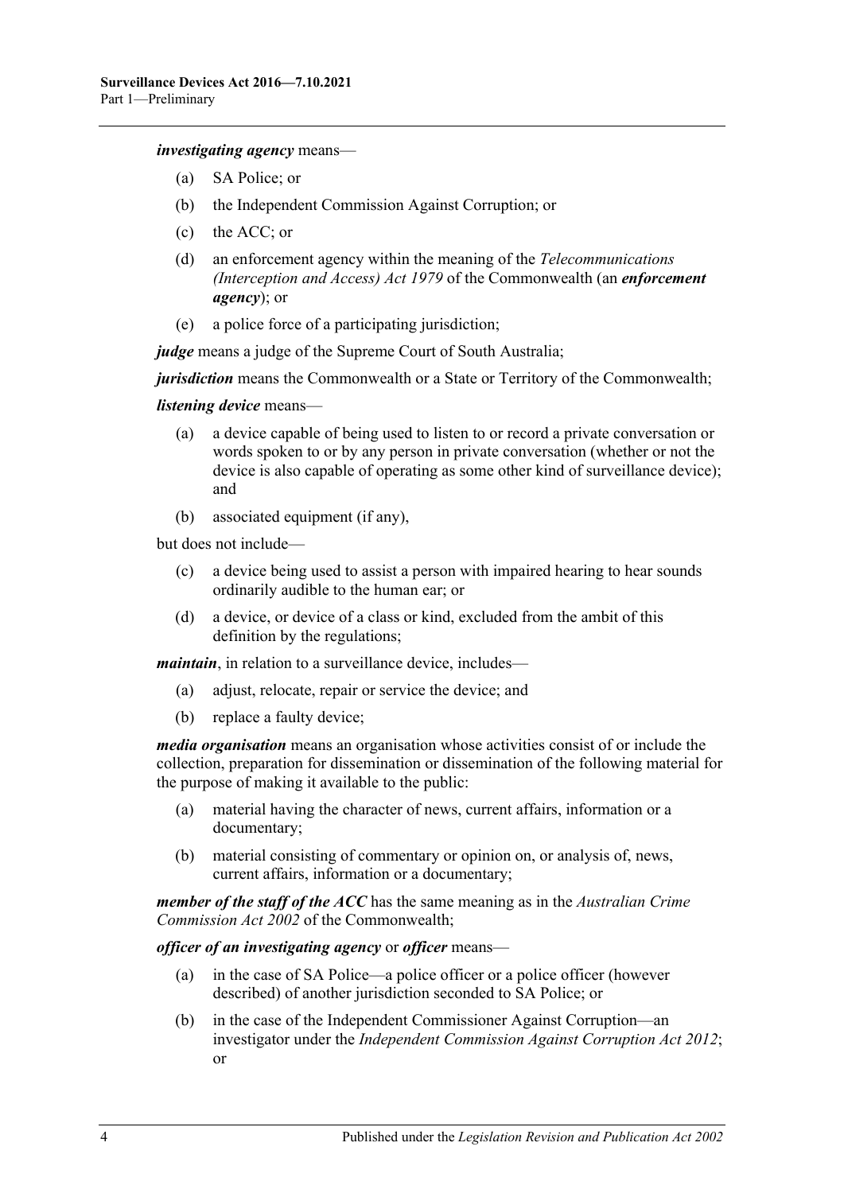***investigating agency*** means—

(a) SA Police; or

(b) the Independent Commission Against Corruption; or

(c) the ACC; or

(d) an enforcement agency within the meaning of the *Telecommunications (Interception and Access) Act 1979* of the Commonwealth (an ***enforcement agency***); or

(e) a police force of a participating jurisdiction;

***judge*** means a judge of the Supreme Court of South Australia;

***jurisdiction*** means the Commonwealth or a State or Territory of the Commonwealth;

***listening device*** means—

(a) a device capable of being used to listen to or record a private conversation or words spoken to or by any person in private conversation (whether or not the device is also capable of operating as some other kind of surveillance device); and

(b) associated equipment (if any),

but does not include—

(c) a device being used to assist a person with impaired hearing to hear sounds ordinarily audible to the human ear; or

(d) a device, or device of a class or kind, excluded from the ambit of this definition by the regulations;

***maintain***, in relation to a surveillance device, includes—

(a) adjust, relocate, repair or service the device; and

(b) replace a faulty device;

***media organisation*** means an organisation whose activities consist of or include the collection, preparation for dissemination or dissemination of the following material for the purpose of making it available to the public:

(a) material having the character of news, current affairs, information or a documentary;

(b) material consisting of commentary or opinion on, or analysis of, news, current affairs, information or a documentary;

***member of the staff of the ACC*** has the same meaning as in the *Australian Crime Commission Act 2002* of the Commonwealth;

***officer of an investigating agency*** or ***officer*** means—

(a) in the case of SA Police—a police officer or a police officer (however described) of another jurisdiction seconded to SA Police; or

(b) in the case of the Independent Commissioner Against Corruption—an investigator under the *Independent Commission Against Corruption Act 2012*; or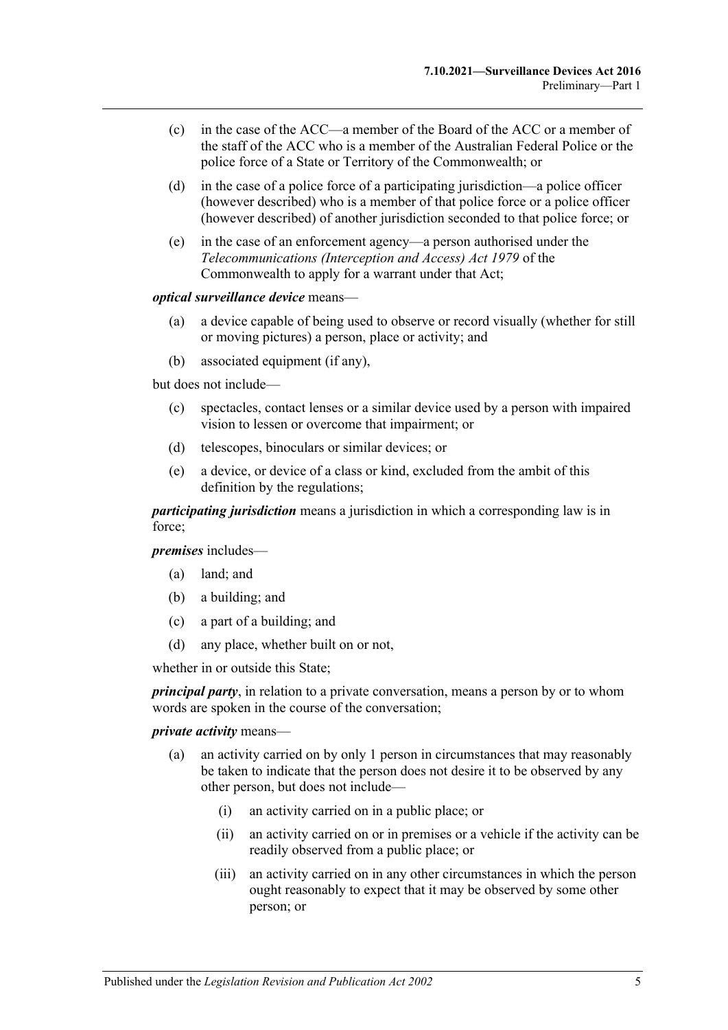- (c) in the case of the ACC—a member of the Board of the ACC or a member of the staff of the ACC who is a member of the Australian Federal Police or the police force of a State or Territory of the Commonwealth; or
- (d) in the case of a police force of a participating jurisdiction—a police officer (however described) who is a member of that police force or a police officer (however described) of another jurisdiction seconded to that police force; or
- (e) in the case of an enforcement agency—a person authorised under the *Telecommunications (Interception and Access) Act 1979* of the Commonwealth to apply for a warrant under that Act;

***optical surveillance device*** means—

- (a) a device capable of being used to observe or record visually (whether for still or moving pictures) a person, place or activity; and
- (b) associated equipment (if any),

but does not include—

- (c) spectacles, contact lenses or a similar device used by a person with impaired vision to lessen or overcome that impairment; or
- (d) telescopes, binoculars or similar devices; or
- (e) a device, or device of a class or kind, excluded from the ambit of this definition by the regulations;

***participating jurisdiction*** means a jurisdiction in which a corresponding law is in force;

***premises*** includes—

- (a) land; and
- (b) a building; and
- (c) a part of a building; and
- (d) any place, whether built on or not,

whether in or outside this State;

***principal party***, in relation to a private conversation, means a person by or to whom words are spoken in the course of the conversation;

***private activity*** means—

- (a) an activity carried on by only 1 person in circumstances that may reasonably be taken to indicate that the person does not desire it to be observed by any other person, but does not include—
  - (i) an activity carried on in a public place; or
  - (ii) an activity carried on or in premises or a vehicle if the activity can be readily observed from a public place; or
  - (iii) an activity carried on in any other circumstances in which the person ought reasonably to expect that it may be observed by some other person; or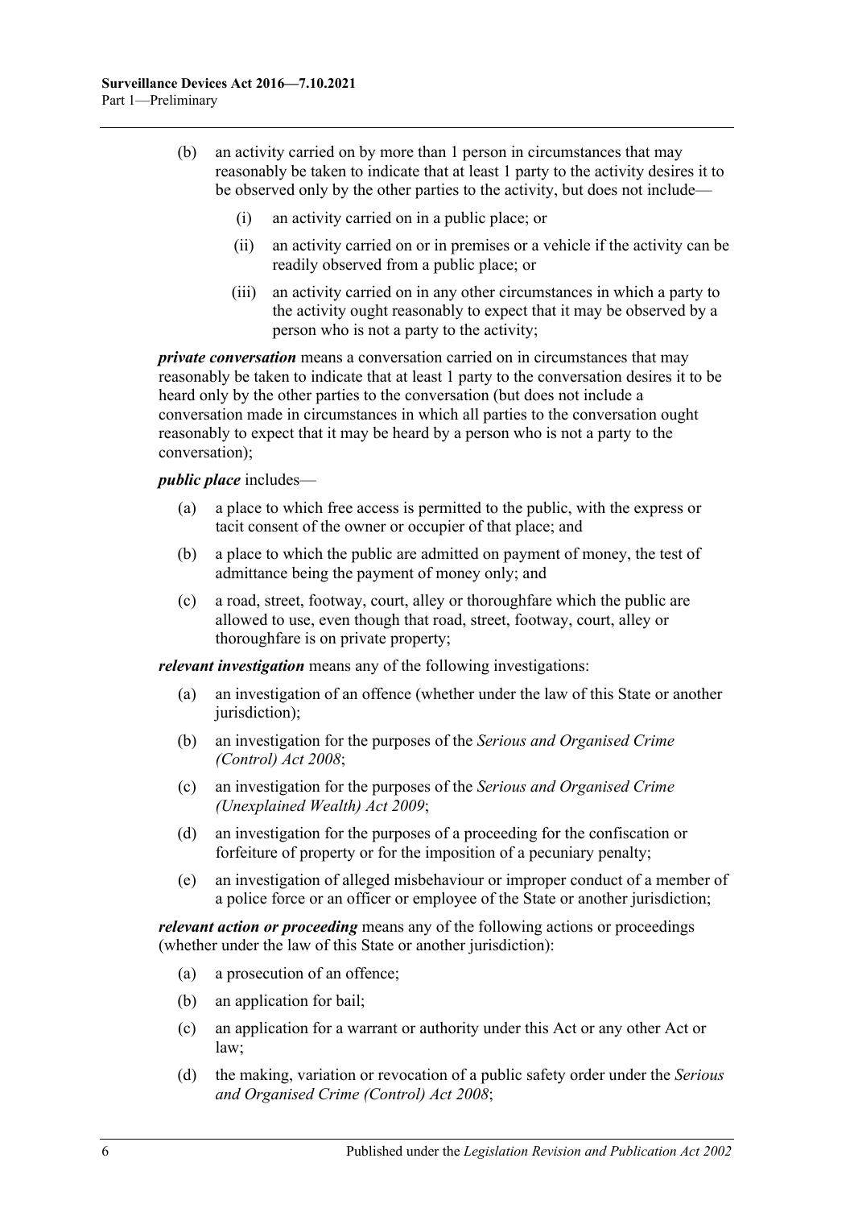(b) an activity carried on by more than 1 person in circumstances that may reasonably be taken to indicate that at least 1 party to the activity desires it to be observed only by the other parties to the activity, but does not include—

(i) an activity carried on in a public place; or

(ii) an activity carried on or in premises or a vehicle if the activity can be readily observed from a public place; or

(iii) an activity carried on in any other circumstances in which a party to the activity ought reasonably to expect that it may be observed by a person who is not a party to the activity;

***private conversation*** means a conversation carried on in circumstances that may reasonably be taken to indicate that at least 1 party to the conversation desires it to be heard only by the other parties to the conversation (but does not include a conversation made in circumstances in which all parties to the conversation ought reasonably to expect that it may be heard by a person who is not a party to the conversation);

***public place*** includes—

(a) a place to which free access is permitted to the public, with the express or tacit consent of the owner or occupier of that place; and

(b) a place to which the public are admitted on payment of money, the test of admittance being the payment of money only; and

(c) a road, street, footway, court, alley or thoroughfare which the public are allowed to use, even though that road, street, footway, court, alley or thoroughfare is on private property;

***relevant investigation*** means any of the following investigations:

(a) an investigation of an offence (whether under the law of this State or another jurisdiction);

(b) an investigation for the purposes of the *Serious and Organised Crime (Control) Act 2008*;

(c) an investigation for the purposes of the *Serious and Organised Crime (Unexplained Wealth) Act 2009*;

(d) an investigation for the purposes of a proceeding for the confiscation or forfeiture of property or for the imposition of a pecuniary penalty;

(e) an investigation of alleged misbehaviour or improper conduct of a member of a police force or an officer or employee of the State or another jurisdiction;

***relevant action or proceeding*** means any of the following actions or proceedings (whether under the law of this State or another jurisdiction):

(a) a prosecution of an offence;

(b) an application for bail;

(c) an application for a warrant or authority under this Act or any other Act or law;

(d) the making, variation or revocation of a public safety order under the *Serious and Organised Crime (Control) Act 2008*;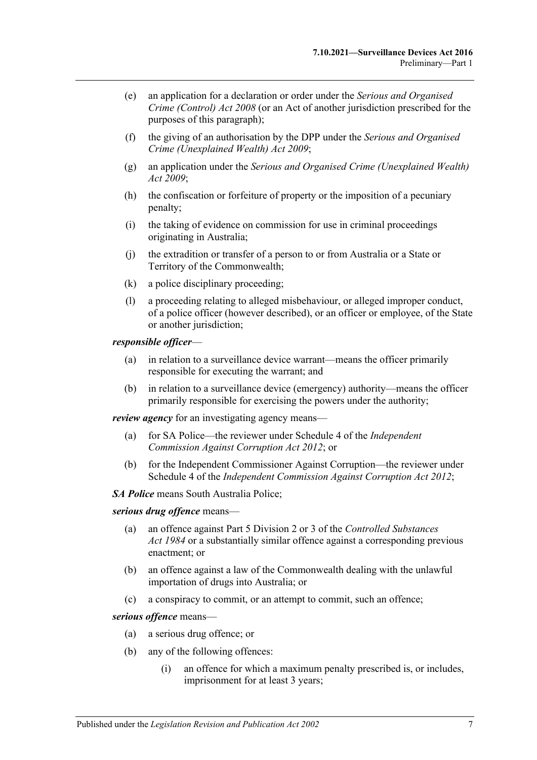(e) an application for a declaration or order under the *Serious and Organised Crime (Control) Act 2008* (or an Act of another jurisdiction prescribed for the purposes of this paragraph);

(f) the giving of an authorisation by the DPP under the *Serious and Organised Crime (Unexplained Wealth) Act 2009*;

(g) an application under the *Serious and Organised Crime (Unexplained Wealth) Act 2009*;

(h) the confiscation or forfeiture of property or the imposition of a pecuniary penalty;

(i) the taking of evidence on commission for use in criminal proceedings originating in Australia;

(j) the extradition or transfer of a person to or from Australia or a State or Territory of the Commonwealth;

(k) a police disciplinary proceeding;

(l) a proceeding relating to alleged misbehaviour, or alleged improper conduct, of a police officer (however described), or an officer or employee, of the State or another jurisdiction;

***responsible officer***—

(a) in relation to a surveillance device warrant—means the officer primarily responsible for executing the warrant; and

(b) in relation to a surveillance device (emergency) authority—means the officer primarily responsible for exercising the powers under the authority;

***review agency*** for an investigating agency means—

(a) for SA Police—the reviewer under Schedule 4 of the *Independent Commission Against Corruption Act 2012*; or

(b) for the Independent Commissioner Against Corruption—the reviewer under Schedule 4 of the *Independent Commission Against Corruption Act 2012*;

***SA Police*** means South Australia Police;

***serious drug offence*** means—

(a) an offence against Part 5 Division 2 or 3 of the *Controlled Substances Act 1984* or a substantially similar offence against a corresponding previous enactment; or

(b) an offence against a law of the Commonwealth dealing with the unlawful importation of drugs into Australia; or

(c) a conspiracy to commit, or an attempt to commit, such an offence;

***serious offence*** means—

(a) a serious drug offence; or

(b) any of the following offences:

(i) an offence for which a maximum penalty prescribed is, or includes, imprisonment for at least 3 years;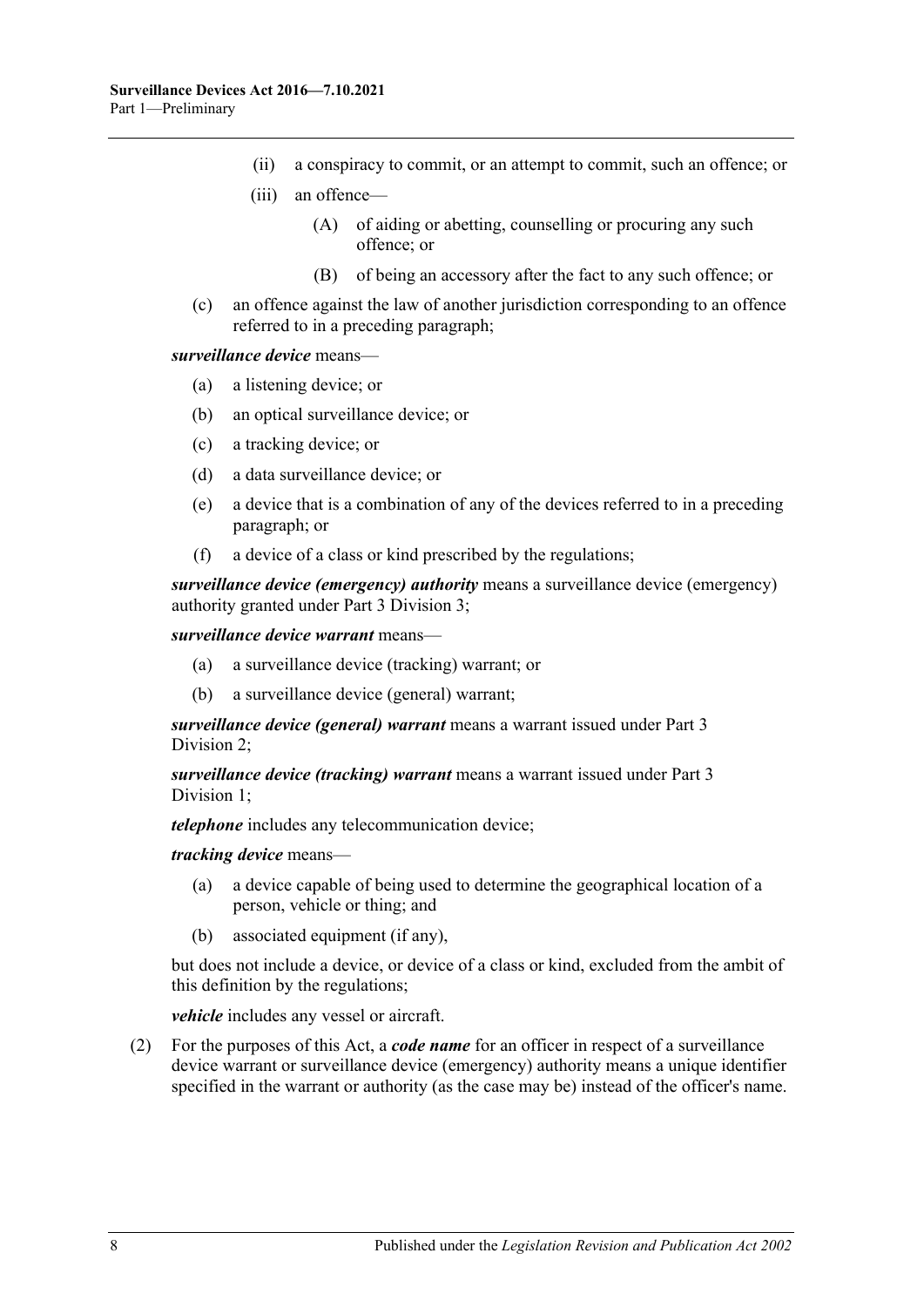(ii) a conspiracy to commit, or an attempt to commit, such an offence; or

(iii) an offence—

(A) of aiding or abetting, counselling or procuring any such offence; or

(B) of being an accessory after the fact to any such offence; or

(c) an offence against the law of another jurisdiction corresponding to an offence referred to in a preceding paragraph;

***surveillance device*** means—

(a) a listening device; or

(b) an optical surveillance device; or

(c) a tracking device; or

(d) a data surveillance device; or

(e) a device that is a combination of any of the devices referred to in a preceding paragraph; or

(f) a device of a class or kind prescribed by the regulations;

***surveillance device (emergency) authority*** means a surveillance device (emergency) authority granted under Part 3 Division 3;

***surveillance device warrant*** means—

(a) a surveillance device (tracking) warrant; or

(b) a surveillance device (general) warrant;

***surveillance device (general) warrant*** means a warrant issued under Part 3 Division 2;

***surveillance device (tracking) warrant*** means a warrant issued under Part 3 Division 1;

***telephone*** includes any telecommunication device;

***tracking device*** means—

(a) a device capable of being used to determine the geographical location of a person, vehicle or thing; and

(b) associated equipment (if any),

but does not include a device, or device of a class or kind, excluded from the ambit of this definition by the regulations;

***vehicle*** includes any vessel or aircraft.

(2) For the purposes of this Act, a ***code name*** for an officer in respect of a surveillance device warrant or surveillance device (emergency) authority means a unique identifier specified in the warrant or authority (as the case may be) instead of the officer's name.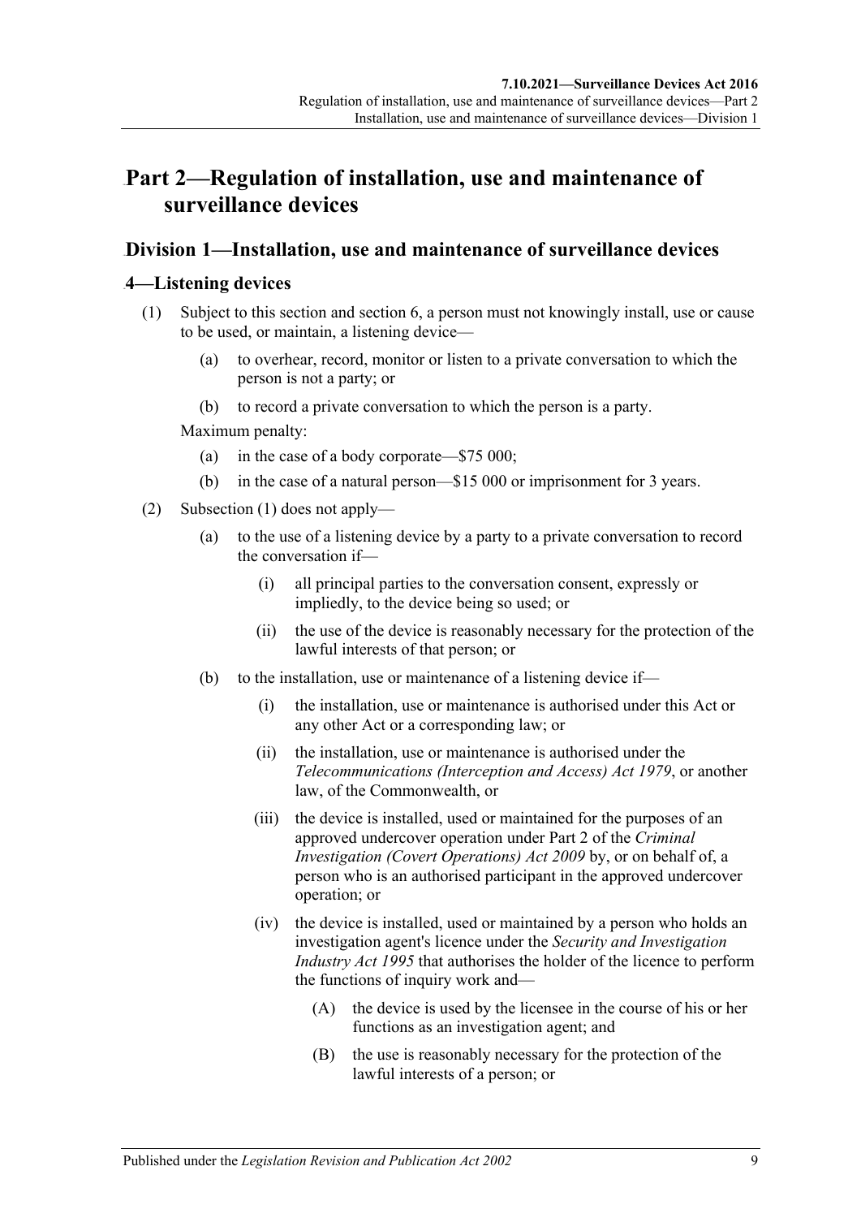# Part 2—Regulation of installation, use and maintenance of surveillance devices

## Division 1—Installation, use and maintenance of surveillance devices

### 4—Listening devices

(1) Subject to this section and section 6, a person must not knowingly install, use or cause to be used, or maintain, a listening device—

(a) to overhear, record, monitor or listen to a private conversation to which the person is not a party; or

(b) to record a private conversation to which the person is a party.

Maximum penalty:

(a) in the case of a body corporate—$75 000;

(b) in the case of a natural person—$15 000 or imprisonment for 3 years.

(2) Subsection (1) does not apply—

(a) to the use of a listening device by a party to a private conversation to record the conversation if—

(i) all principal parties to the conversation consent, expressly or impliedly, to the device being so used; or

(ii) the use of the device is reasonably necessary for the protection of the lawful interests of that person; or

(b) to the installation, use or maintenance of a listening device if—

(i) the installation, use or maintenance is authorised under this Act or any other Act or a corresponding law; or

(ii) the installation, use or maintenance is authorised under the *Telecommunications (Interception and Access) Act 1979*, or another law, of the Commonwealth, or

(iii) the device is installed, used or maintained for the purposes of an approved undercover operation under Part 2 of the *Criminal Investigation (Covert Operations) Act 2009* by, or on behalf of, a person who is an authorised participant in the approved undercover operation; or

(iv) the device is installed, used or maintained by a person who holds an investigation agent's licence under the *Security and Investigation Industry Act 1995* that authorises the holder of the licence to perform the functions of inquiry work and—

(A) the device is used by the licensee in the course of his or her functions as an investigation agent; and

(B) the use is reasonably necessary for the protection of the lawful interests of a person; or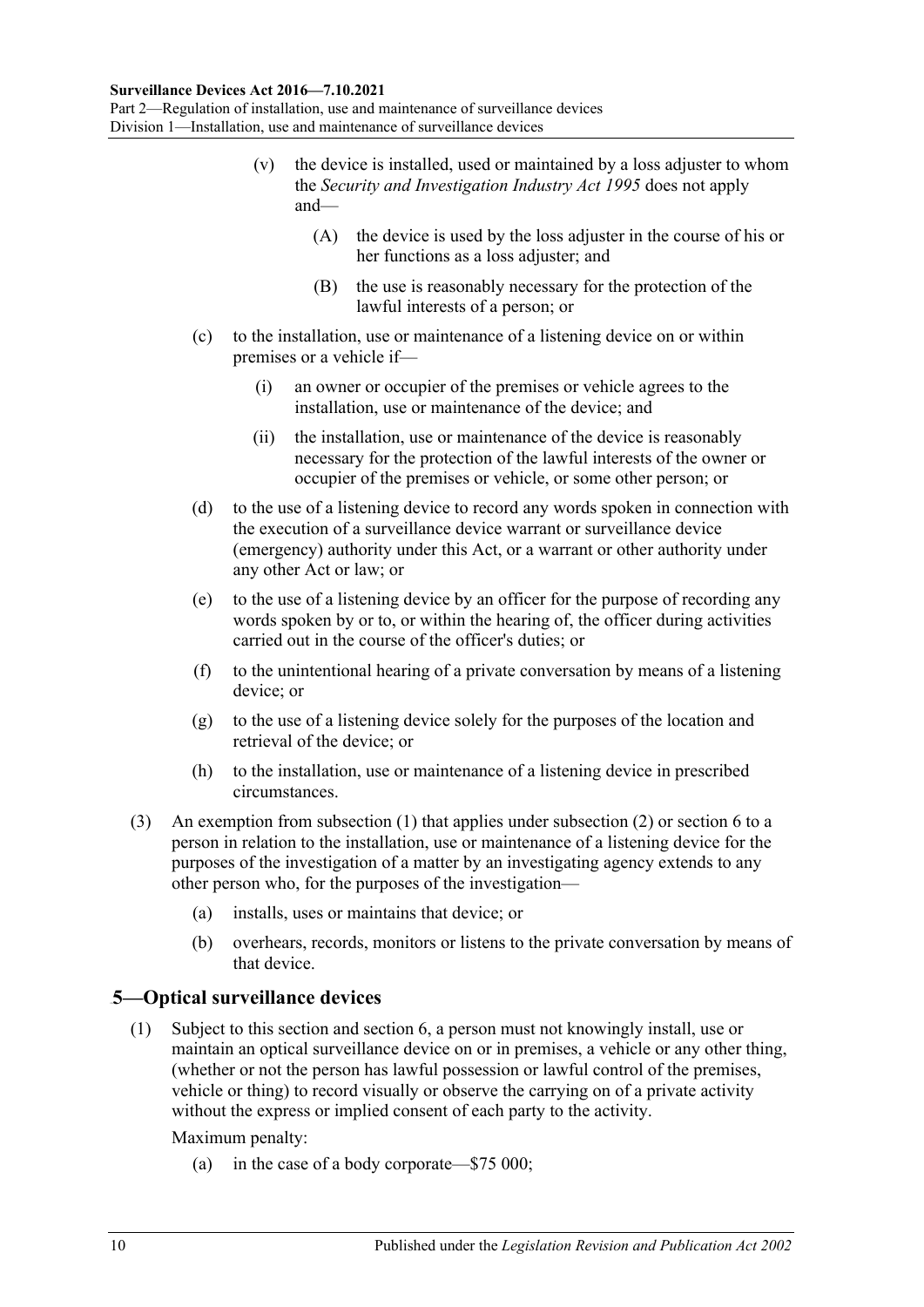(v) the device is installed, used or maintained by a loss adjuster to whom the *Security and Investigation Industry Act 1995* does not apply and—

(A) the device is used by the loss adjuster in the course of his or her functions as a loss adjuster; and

(B) the use is reasonably necessary for the protection of the lawful interests of a person; or

(c) to the installation, use or maintenance of a listening device on or within premises or a vehicle if—

(i) an owner or occupier of the premises or vehicle agrees to the installation, use or maintenance of the device; and

(ii) the installation, use or maintenance of the device is reasonably necessary for the protection of the lawful interests of the owner or occupier of the premises or vehicle, or some other person; or

(d) to the use of a listening device to record any words spoken in connection with the execution of a surveillance device warrant or surveillance device (emergency) authority under this Act, or a warrant or other authority under any other Act or law; or

(e) to the use of a listening device by an officer for the purpose of recording any words spoken by or to, or within the hearing of, the officer during activities carried out in the course of the officer's duties; or

(f) to the unintentional hearing of a private conversation by means of a listening device; or

(g) to the use of a listening device solely for the purposes of the location and retrieval of the device; or

(h) to the installation, use or maintenance of a listening device in prescribed circumstances.

(3) An exemption from subsection (1) that applies under subsection (2) or section 6 to a person in relation to the installation, use or maintenance of a listening device for the purposes of the investigation of a matter by an investigating agency extends to any other person who, for the purposes of the investigation—

(a) installs, uses or maintains that device; or

(b) overhears, records, monitors or listens to the private conversation by means of that device.

## 5—Optical surveillance devices

(1) Subject to this section and section 6, a person must not knowingly install, use or maintain an optical surveillance device on or in premises, a vehicle or any other thing, (whether or not the person has lawful possession or lawful control of the premises, vehicle or thing) to record visually or observe the carrying on of a private activity without the express or implied consent of each party to the activity.

Maximum penalty:

(a) in the case of a body corporate—$75 000;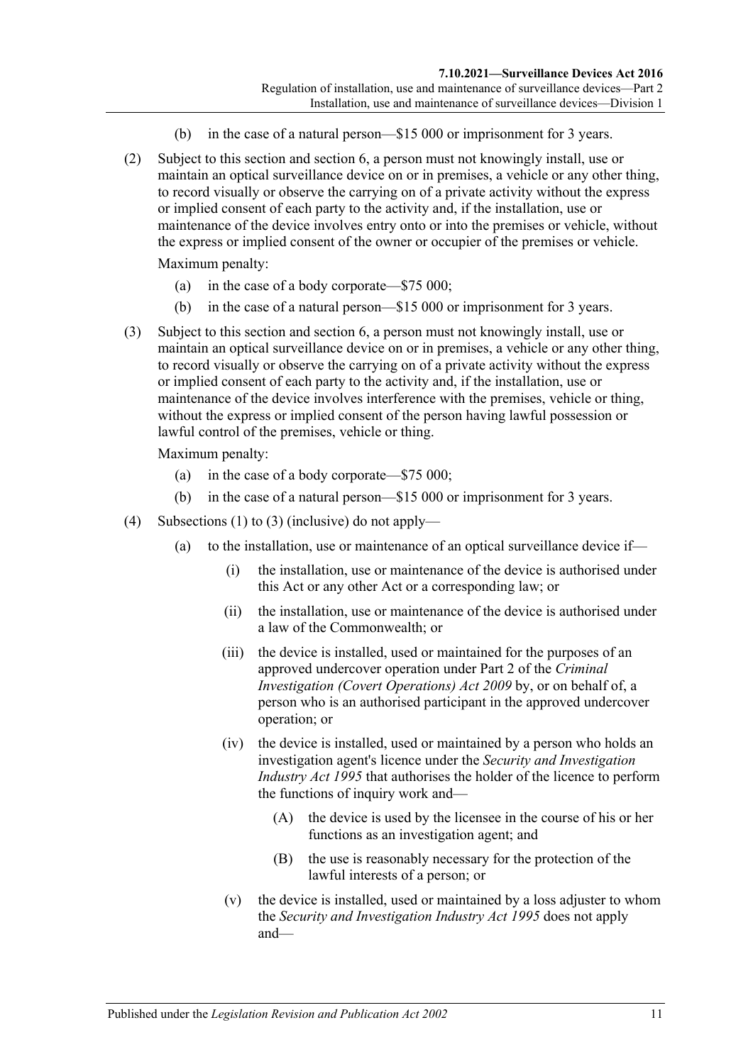(b) in the case of a natural person—$15 000 or imprisonment for 3 years.

(2) Subject to this section and section 6, a person must not knowingly install, use or maintain an optical surveillance device on or in premises, a vehicle or any other thing, to record visually or observe the carrying on of a private activity without the express or implied consent of each party to the activity and, if the installation, use or maintenance of the device involves entry onto or into the premises or vehicle, without the express or implied consent of the owner or occupier of the premises or vehicle.

Maximum penalty:

(a) in the case of a body corporate—$75 000;

(b) in the case of a natural person—$15 000 or imprisonment for 3 years.

(3) Subject to this section and section 6, a person must not knowingly install, use or maintain an optical surveillance device on or in premises, a vehicle or any other thing, to record visually or observe the carrying on of a private activity without the express or implied consent of each party to the activity and, if the installation, use or maintenance of the device involves interference with the premises, vehicle or thing, without the express or implied consent of the person having lawful possession or lawful control of the premises, vehicle or thing.

Maximum penalty:

(a) in the case of a body corporate—$75 000;

(b) in the case of a natural person—$15 000 or imprisonment for 3 years.

(4) Subsections (1) to (3) (inclusive) do not apply—

(a) to the installation, use or maintenance of an optical surveillance device if—

(i) the installation, use or maintenance of the device is authorised under this Act or any other Act or a corresponding law; or

(ii) the installation, use or maintenance of the device is authorised under a law of the Commonwealth; or

(iii) the device is installed, used or maintained for the purposes of an approved undercover operation under Part 2 of the *Criminal Investigation (Covert Operations) Act 2009* by, or on behalf of, a person who is an authorised participant in the approved undercover operation; or

(iv) the device is installed, used or maintained by a person who holds an investigation agent's licence under the *Security and Investigation Industry Act 1995* that authorises the holder of the licence to perform the functions of inquiry work and—

(A) the device is used by the licensee in the course of his or her functions as an investigation agent; and

(B) the use is reasonably necessary for the protection of the lawful interests of a person; or

(v) the device is installed, used or maintained by a loss adjuster to whom the *Security and Investigation Industry Act 1995* does not apply and—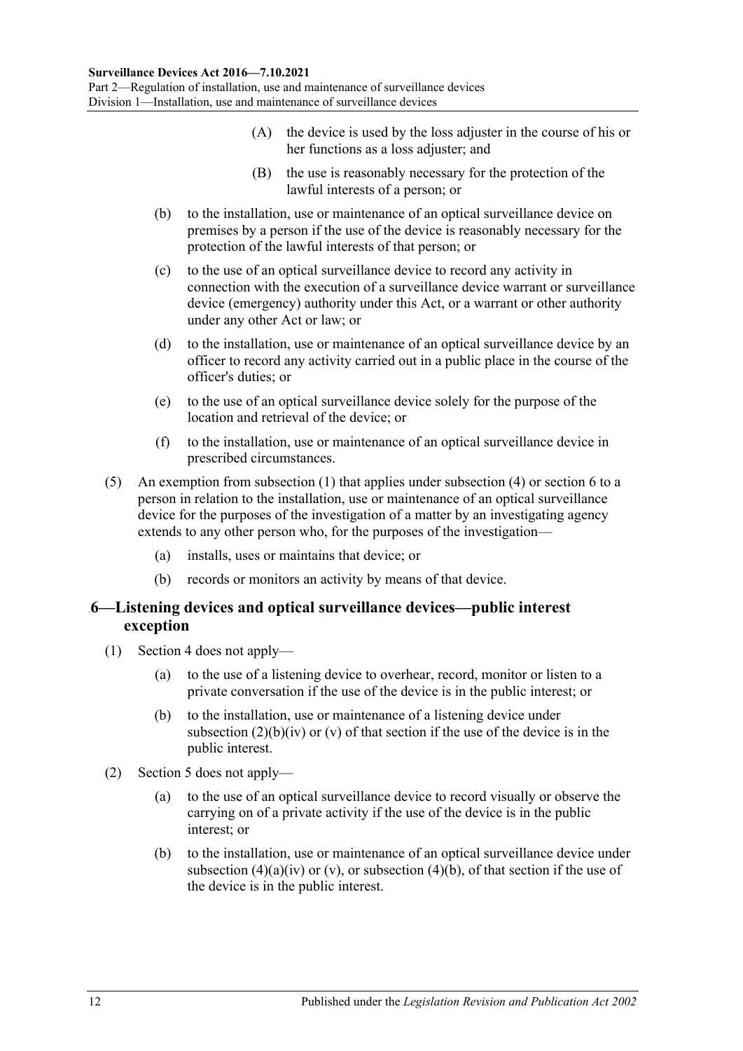(A) the device is used by the loss adjuster in the course of his or her functions as a loss adjuster; and

(B) the use is reasonably necessary for the protection of the lawful interests of a person; or

(b) to the installation, use or maintenance of an optical surveillance device on premises by a person if the use of the device is reasonably necessary for the protection of the lawful interests of that person; or

(c) to the use of an optical surveillance device to record any activity in connection with the execution of a surveillance device warrant or surveillance device (emergency) authority under this Act, or a warrant or other authority under any other Act or law; or

(d) to the installation, use or maintenance of an optical surveillance device by an officer to record any activity carried out in a public place in the course of the officer's duties; or

(e) to the use of an optical surveillance device solely for the purpose of the location and retrieval of the device; or

(f) to the installation, use or maintenance of an optical surveillance device in prescribed circumstances.

(5) An exemption from subsection (1) that applies under subsection (4) or section 6 to a person in relation to the installation, use or maintenance of an optical surveillance device for the purposes of the investigation of a matter by an investigating agency extends to any other person who, for the purposes of the investigation—

(a) installs, uses or maintains that device; or

(b) records or monitors an activity by means of that device.

## 6—Listening devices and optical surveillance devices—public interest exception

(1) Section 4 does not apply—

(a) to the use of a listening device to overhear, record, monitor or listen to a private conversation if the use of the device is in the public interest; or

(b) to the installation, use or maintenance of a listening device under subsection (2)(b)(iv) or (v) of that section if the use of the device is in the public interest.

(2) Section 5 does not apply—

(a) to the use of an optical surveillance device to record visually or observe the carrying on of a private activity if the use of the device is in the public interest; or

(b) to the installation, use or maintenance of an optical surveillance device under subsection (4)(a)(iv) or (v), or subsection (4)(b), of that section if the use of the device is in the public interest.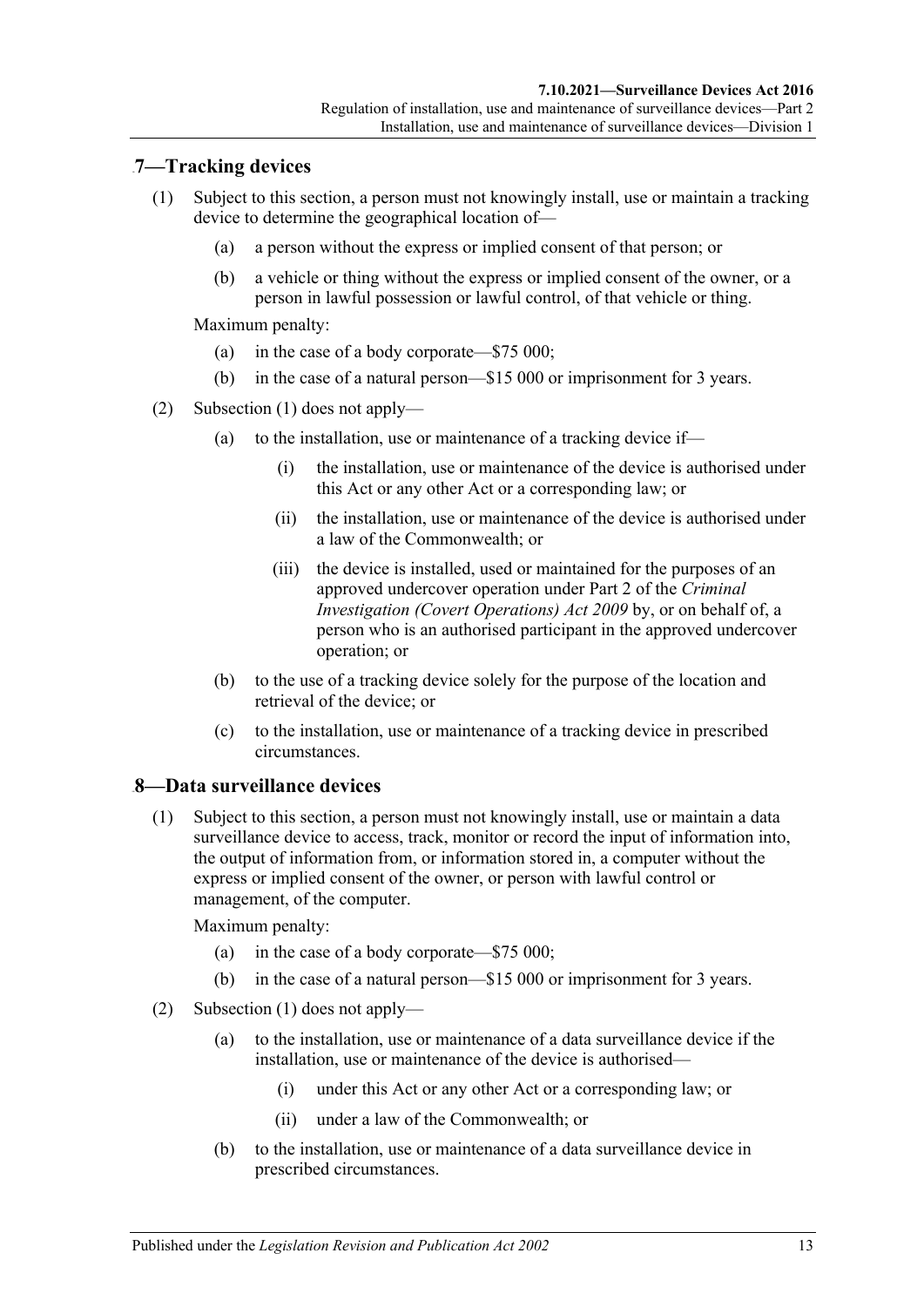## 7—Tracking devices

(1) Subject to this section, a person must not knowingly install, use or maintain a tracking device to determine the geographical location of—

(a) a person without the express or implied consent of that person; or

(b) a vehicle or thing without the express or implied consent of the owner, or a person in lawful possession or lawful control, of that vehicle or thing.

Maximum penalty:

(a) in the case of a body corporate—$75 000;

(b) in the case of a natural person—$15 000 or imprisonment for 3 years.

(2) Subsection (1) does not apply—

(a) to the installation, use or maintenance of a tracking device if—

(i) the installation, use or maintenance of the device is authorised under this Act or any other Act or a corresponding law; or

(ii) the installation, use or maintenance of the device is authorised under a law of the Commonwealth; or

(iii) the device is installed, used or maintained for the purposes of an approved undercover operation under Part 2 of the *Criminal Investigation (Covert Operations) Act 2009* by, or on behalf of, a person who is an authorised participant in the approved undercover operation; or

(b) to the use of a tracking device solely for the purpose of the location and retrieval of the device; or

(c) to the installation, use or maintenance of a tracking device in prescribed circumstances.

## 8—Data surveillance devices

(1) Subject to this section, a person must not knowingly install, use or maintain a data surveillance device to access, track, monitor or record the input of information into, the output of information from, or information stored in, a computer without the express or implied consent of the owner, or person with lawful control or management, of the computer.

Maximum penalty:

(a) in the case of a body corporate—$75 000;

(b) in the case of a natural person—$15 000 or imprisonment for 3 years.

(2) Subsection (1) does not apply—

(a) to the installation, use or maintenance of a data surveillance device if the installation, use or maintenance of the device is authorised—

(i) under this Act or any other Act or a corresponding law; or

(ii) under a law of the Commonwealth; or

(b) to the installation, use or maintenance of a data surveillance device in prescribed circumstances.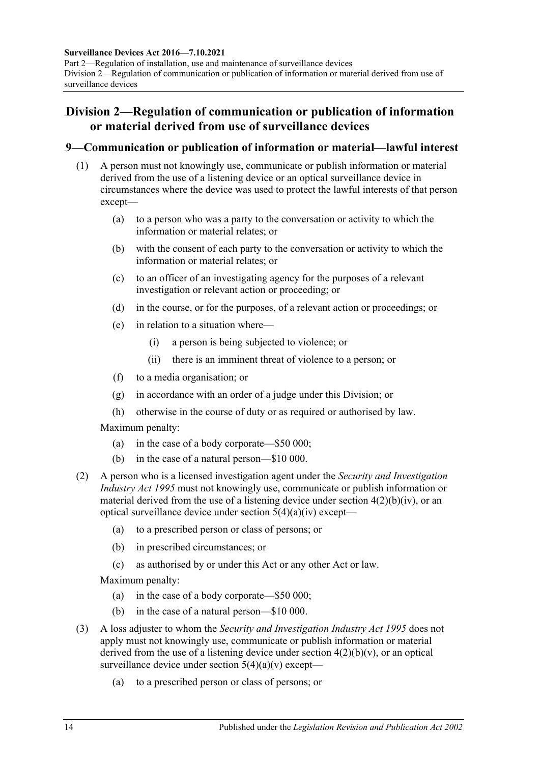## Division 2—Regulation of communication or publication of information or material derived from use of surveillance devices

### 9—Communication or publication of information or material—lawful interest

(1) A person must not knowingly use, communicate or publish information or material derived from the use of a listening device or an optical surveillance device in circumstances where the device was used to protect the lawful interests of that person except—

(a) to a person who was a party to the conversation or activity to which the information or material relates; or

(b) with the consent of each party to the conversation or activity to which the information or material relates; or

(c) to an officer of an investigating agency for the purposes of a relevant investigation or relevant action or proceeding; or

(d) in the course, or for the purposes, of a relevant action or proceedings; or

(e) in relation to a situation where—

(i) a person is being subjected to violence; or

(ii) there is an imminent threat of violence to a person; or

(f) to a media organisation; or

(g) in accordance with an order of a judge under this Division; or

(h) otherwise in the course of duty or as required or authorised by law.

Maximum penalty:

(a) in the case of a body corporate—$50 000;

(b) in the case of a natural person—$10 000.

(2) A person who is a licensed investigation agent under the *Security and Investigation Industry Act 1995* must not knowingly use, communicate or publish information or material derived from the use of a listening device under section 4(2)(b)(iv), or an optical surveillance device under section 5(4)(a)(iv) except—

(a) to a prescribed person or class of persons; or

(b) in prescribed circumstances; or

(c) as authorised by or under this Act or any other Act or law.

Maximum penalty:

(a) in the case of a body corporate—$50 000;

(b) in the case of a natural person—$10 000.

(3) A loss adjuster to whom the *Security and Investigation Industry Act 1995* does not apply must not knowingly use, communicate or publish information or material derived from the use of a listening device under section 4(2)(b)(v), or an optical surveillance device under section 5(4)(a)(v) except—

(a) to a prescribed person or class of persons; or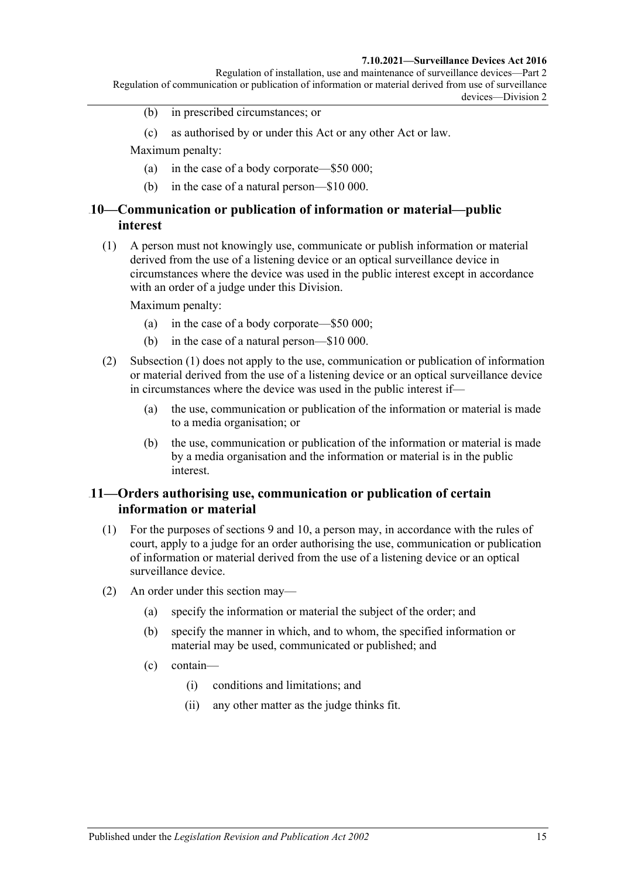(b) in prescribed circumstances; or

(c) as authorised by or under this Act or any other Act or law.

Maximum penalty:

(a) in the case of a body corporate—$50 000;

(b) in the case of a natural person—$10 000.

## 10—Communication or publication of information or material—public interest

(1) A person must not knowingly use, communicate or publish information or material derived from the use of a listening device or an optical surveillance device in circumstances where the device was used in the public interest except in accordance with an order of a judge under this Division.

Maximum penalty:

(a) in the case of a body corporate—$50 000;

(b) in the case of a natural person—$10 000.

(2) Subsection (1) does not apply to the use, communication or publication of information or material derived from the use of a listening device or an optical surveillance device in circumstances where the device was used in the public interest if—

(a) the use, communication or publication of the information or material is made to a media organisation; or

(b) the use, communication or publication of the information or material is made by a media organisation and the information or material is in the public interest.

## 11—Orders authorising use, communication or publication of certain information or material

(1) For the purposes of sections 9 and 10, a person may, in accordance with the rules of court, apply to a judge for an order authorising the use, communication or publication of information or material derived from the use of a listening device or an optical surveillance device.

(2) An order under this section may—

(a) specify the information or material the subject of the order; and

(b) specify the manner in which, and to whom, the specified information or material may be used, communicated or published; and

(c) contain—

(i) conditions and limitations; and

(ii) any other matter as the judge thinks fit.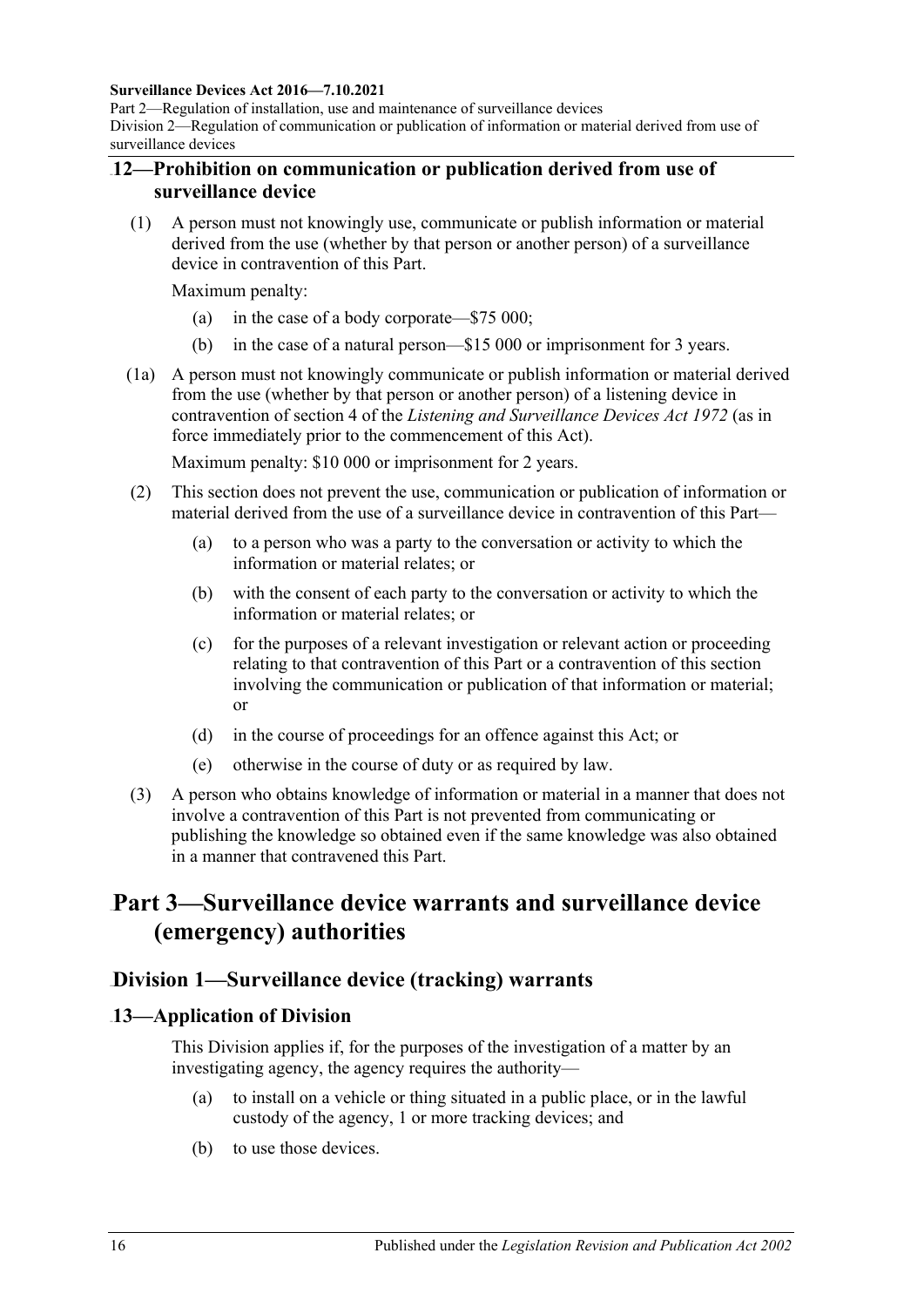## 12—Prohibition on communication or publication derived from use of surveillance device

(1) A person must not knowingly use, communicate or publish information or material derived from the use (whether by that person or another person) of a surveillance device in contravention of this Part.

Maximum penalty:

(a) in the case of a body corporate—$75 000;

(b) in the case of a natural person—$15 000 or imprisonment for 3 years.

(1a) A person must not knowingly communicate or publish information or material derived from the use (whether by that person or another person) of a listening device in contravention of section 4 of the *Listening and Surveillance Devices Act 1972* (as in force immediately prior to the commencement of this Act).

Maximum penalty: $10 000 or imprisonment for 2 years.

(2) This section does not prevent the use, communication or publication of information or material derived from the use of a surveillance device in contravention of this Part—

(a) to a person who was a party to the conversation or activity to which the information or material relates; or

(b) with the consent of each party to the conversation or activity to which the information or material relates; or

(c) for the purposes of a relevant investigation or relevant action or proceeding relating to that contravention of this Part or a contravention of this section involving the communication or publication of that information or material; or

(d) in the course of proceedings for an offence against this Act; or

(e) otherwise in the course of duty or as required by law.

(3) A person who obtains knowledge of information or material in a manner that does not involve a contravention of this Part is not prevented from communicating or publishing the knowledge so obtained even if the same knowledge was also obtained in a manner that contravened this Part.

# Part 3—Surveillance device warrants and surveillance device (emergency) authorities

## Division 1—Surveillance device (tracking) warrants

## 13—Application of Division

This Division applies if, for the purposes of the investigation of a matter by an investigating agency, the agency requires the authority—

(a) to install on a vehicle or thing situated in a public place, or in the lawful custody of the agency, 1 or more tracking devices; and

(b) to use those devices.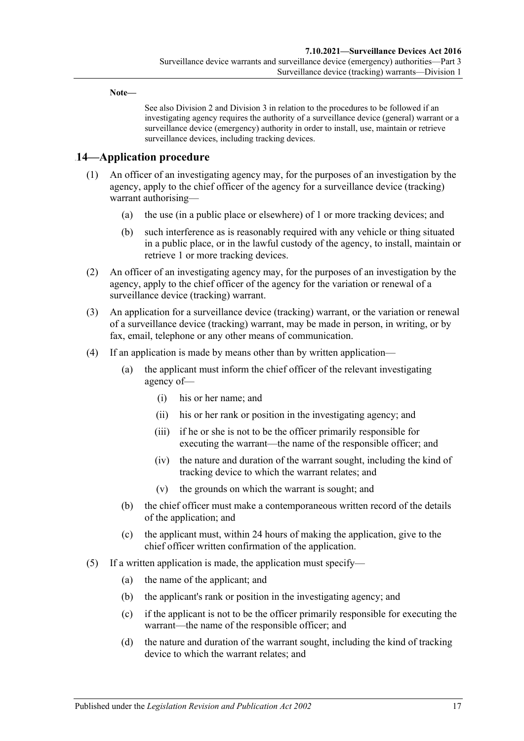**Note—**

See also Division 2 and Division 3 in relation to the procedures to be followed if an investigating agency requires the authority of a surveillance device (general) warrant or a surveillance device (emergency) authority in order to install, use, maintain or retrieve surveillance devices, including tracking devices.

## 14—Application procedure

(1) An officer of an investigating agency may, for the purposes of an investigation by the agency, apply to the chief officer of the agency for a surveillance device (tracking) warrant authorising—

(a) the use (in a public place or elsewhere) of 1 or more tracking devices; and

(b) such interference as is reasonably required with any vehicle or thing situated in a public place, or in the lawful custody of the agency, to install, maintain or retrieve 1 or more tracking devices.

(2) An officer of an investigating agency may, for the purposes of an investigation by the agency, apply to the chief officer of the agency for the variation or renewal of a surveillance device (tracking) warrant.

(3) An application for a surveillance device (tracking) warrant, or the variation or renewal of a surveillance device (tracking) warrant, may be made in person, in writing, or by fax, email, telephone or any other means of communication.

(4) If an application is made by means other than by written application—

(a) the applicant must inform the chief officer of the relevant investigating agency of—

(i) his or her name; and

(ii) his or her rank or position in the investigating agency; and

(iii) if he or she is not to be the officer primarily responsible for executing the warrant—the name of the responsible officer; and

(iv) the nature and duration of the warrant sought, including the kind of tracking device to which the warrant relates; and

(v) the grounds on which the warrant is sought; and

(b) the chief officer must make a contemporaneous written record of the details of the application; and

(c) the applicant must, within 24 hours of making the application, give to the chief officer written confirmation of the application.

(5) If a written application is made, the application must specify—

(a) the name of the applicant; and

(b) the applicant's rank or position in the investigating agency; and

(c) if the applicant is not to be the officer primarily responsible for executing the warrant—the name of the responsible officer; and

(d) the nature and duration of the warrant sought, including the kind of tracking device to which the warrant relates; and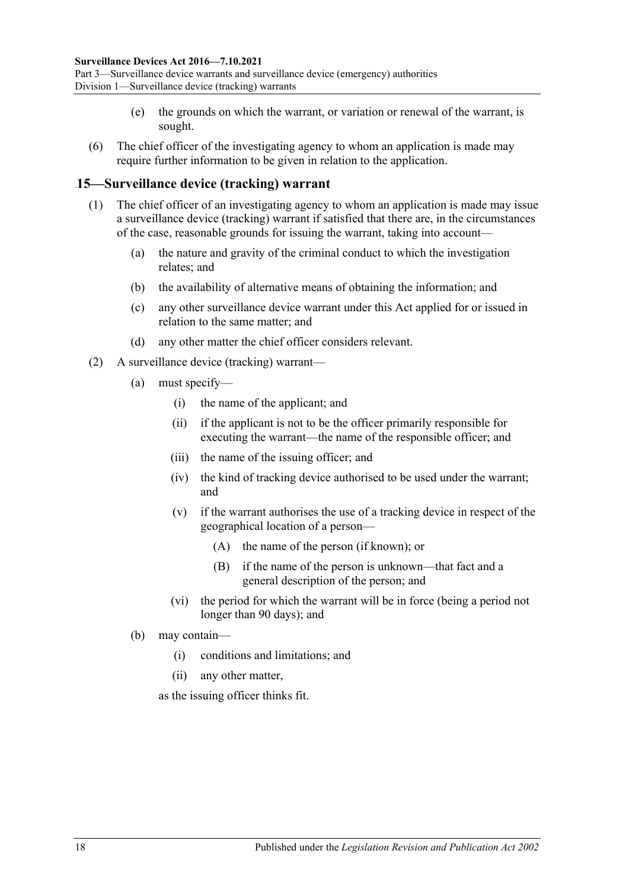(e) the grounds on which the warrant, or variation or renewal of the warrant, is sought.

(6) The chief officer of the investigating agency to whom an application is made may require further information to be given in relation to the application.

## 15—Surveillance device (tracking) warrant

(1) The chief officer of an investigating agency to whom an application is made may issue a surveillance device (tracking) warrant if satisfied that there are, in the circumstances of the case, reasonable grounds for issuing the warrant, taking into account—

(a) the nature and gravity of the criminal conduct to which the investigation relates; and

(b) the availability of alternative means of obtaining the information; and

(c) any other surveillance device warrant under this Act applied for or issued in relation to the same matter; and

(d) any other matter the chief officer considers relevant.

(2) A surveillance device (tracking) warrant—

(a) must specify—

(i) the name of the applicant; and

(ii) if the applicant is not to be the officer primarily responsible for executing the warrant—the name of the responsible officer; and

(iii) the name of the issuing officer; and

(iv) the kind of tracking device authorised to be used under the warrant; and

(v) if the warrant authorises the use of a tracking device in respect of the geographical location of a person—

(A) the name of the person (if known); or

(B) if the name of the person is unknown—that fact and a general description of the person; and

(vi) the period for which the warrant will be in force (being a period not longer than 90 days); and

(b) may contain—

(i) conditions and limitations; and

(ii) any other matter,

as the issuing officer thinks fit.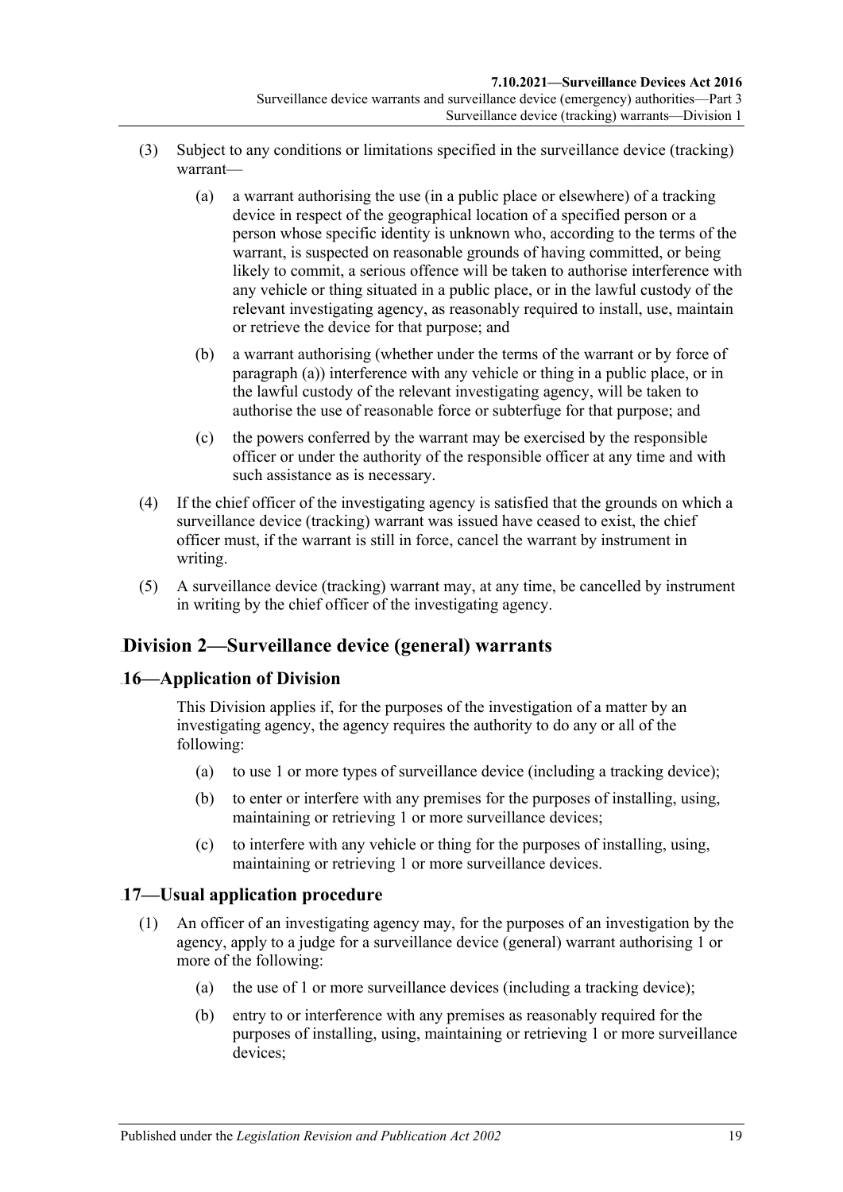(3) Subject to any conditions or limitations specified in the surveillance device (tracking) warrant—

(a) a warrant authorising the use (in a public place or elsewhere) of a tracking device in respect of the geographical location of a specified person or a person whose specific identity is unknown who, according to the terms of the warrant, is suspected on reasonable grounds of having committed, or being likely to commit, a serious offence will be taken to authorise interference with any vehicle or thing situated in a public place, or in the lawful custody of the relevant investigating agency, as reasonably required to install, use, maintain or retrieve the device for that purpose; and

(b) a warrant authorising (whether under the terms of the warrant or by force of paragraph (a)) interference with any vehicle or thing in a public place, or in the lawful custody of the relevant investigating agency, will be taken to authorise the use of reasonable force or subterfuge for that purpose; and

(c) the powers conferred by the warrant may be exercised by the responsible officer or under the authority of the responsible officer at any time and with such assistance as is necessary.

(4) If the chief officer of the investigating agency is satisfied that the grounds on which a surveillance device (tracking) warrant was issued have ceased to exist, the chief officer must, if the warrant is still in force, cancel the warrant by instrument in writing.

(5) A surveillance device (tracking) warrant may, at any time, be cancelled by instrument in writing by the chief officer of the investigating agency.

## Division 2—Surveillance device (general) warrants

### 16—Application of Division

This Division applies if, for the purposes of the investigation of a matter by an investigating agency, the agency requires the authority to do any or all of the following:

(a) to use 1 or more types of surveillance device (including a tracking device);

(b) to enter or interfere with any premises for the purposes of installing, using, maintaining or retrieving 1 or more surveillance devices;

(c) to interfere with any vehicle or thing for the purposes of installing, using, maintaining or retrieving 1 or more surveillance devices.

### 17—Usual application procedure

(1) An officer of an investigating agency may, for the purposes of an investigation by the agency, apply to a judge for a surveillance device (general) warrant authorising 1 or more of the following:

(a) the use of 1 or more surveillance devices (including a tracking device);

(b) entry to or interference with any premises as reasonably required for the purposes of installing, using, maintaining or retrieving 1 or more surveillance devices;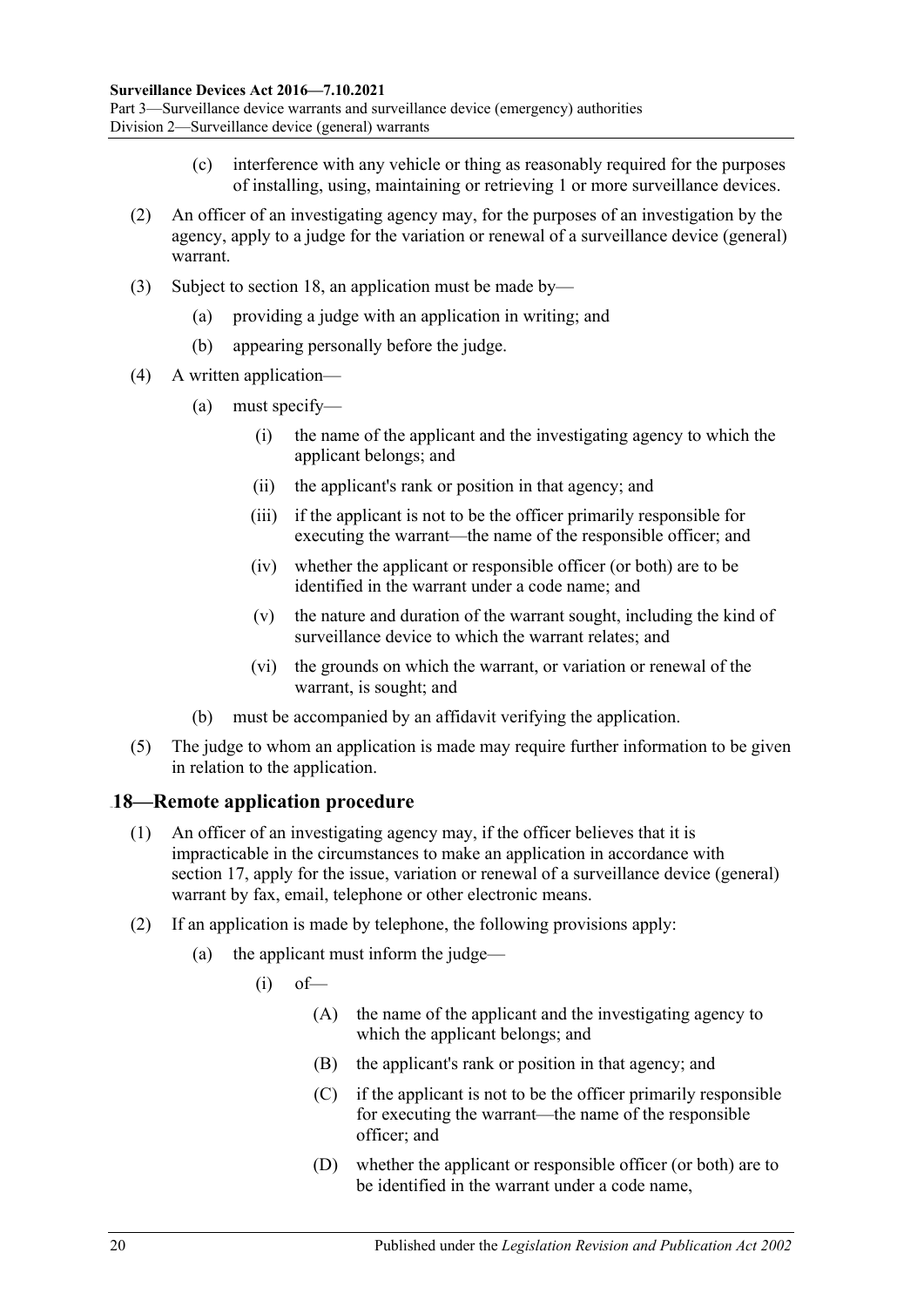(c) interference with any vehicle or thing as reasonably required for the purposes of installing, using, maintaining or retrieving 1 or more surveillance devices.

(2) An officer of an investigating agency may, for the purposes of an investigation by the agency, apply to a judge for the variation or renewal of a surveillance device (general) warrant.

(3) Subject to section 18, an application must be made by—

(a) providing a judge with an application in writing; and

(b) appearing personally before the judge.

(4) A written application—

(a) must specify—

(i) the name of the applicant and the investigating agency to which the applicant belongs; and

(ii) the applicant's rank or position in that agency; and

(iii) if the applicant is not to be the officer primarily responsible for executing the warrant—the name of the responsible officer; and

(iv) whether the applicant or responsible officer (or both) are to be identified in the warrant under a code name; and

(v) the nature and duration of the warrant sought, including the kind of surveillance device to which the warrant relates; and

(vi) the grounds on which the warrant, or variation or renewal of the warrant, is sought; and

(b) must be accompanied by an affidavit verifying the application.

(5) The judge to whom an application is made may require further information to be given in relation to the application.

## 18—Remote application procedure

(1) An officer of an investigating agency may, if the officer believes that it is impracticable in the circumstances to make an application in accordance with section 17, apply for the issue, variation or renewal of a surveillance device (general) warrant by fax, email, telephone or other electronic means.

(2) If an application is made by telephone, the following provisions apply:

(a) the applicant must inform the judge—

(i) of—

(A) the name of the applicant and the investigating agency to which the applicant belongs; and

(B) the applicant's rank or position in that agency; and

(C) if the applicant is not to be the officer primarily responsible for executing the warrant—the name of the responsible officer; and

(D) whether the applicant or responsible officer (or both) are to be identified in the warrant under a code name,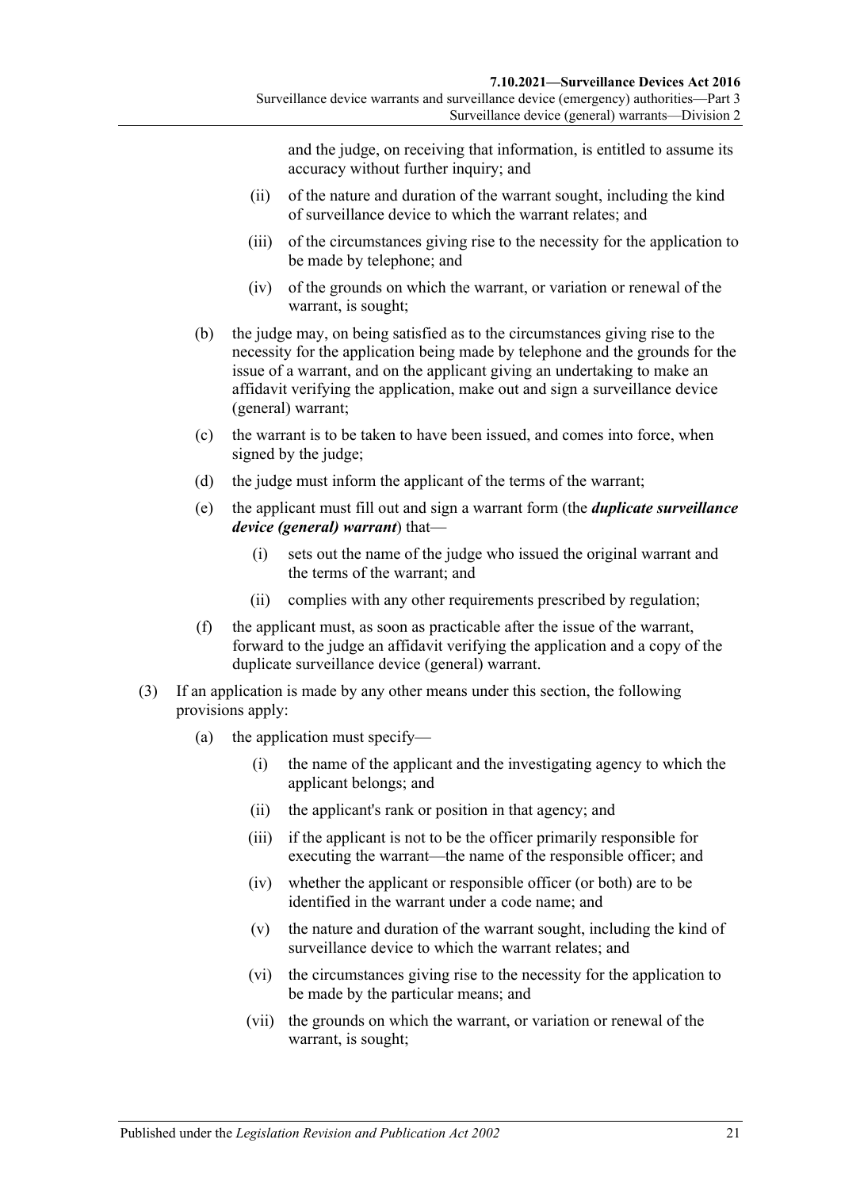and the judge, on receiving that information, is entitled to assume its accuracy without further inquiry; and

(ii) of the nature and duration of the warrant sought, including the kind of surveillance device to which the warrant relates; and

(iii) of the circumstances giving rise to the necessity for the application to be made by telephone; and

(iv) of the grounds on which the warrant, or variation or renewal of the warrant, is sought;

(b) the judge may, on being satisfied as to the circumstances giving rise to the necessity for the application being made by telephone and the grounds for the issue of a warrant, and on the applicant giving an undertaking to make an affidavit verifying the application, make out and sign a surveillance device (general) warrant;

(c) the warrant is to be taken to have been issued, and comes into force, when signed by the judge;

(d) the judge must inform the applicant of the terms of the warrant;

(e) the applicant must fill out and sign a warrant form (the ***duplicate surveillance device (general) warrant***) that—

(i) sets out the name of the judge who issued the original warrant and the terms of the warrant; and

(ii) complies with any other requirements prescribed by regulation;

(f) the applicant must, as soon as practicable after the issue of the warrant, forward to the judge an affidavit verifying the application and a copy of the duplicate surveillance device (general) warrant.

(3) If an application is made by any other means under this section, the following provisions apply:

(a) the application must specify—

(i) the name of the applicant and the investigating agency to which the applicant belongs; and

(ii) the applicant's rank or position in that agency; and

(iii) if the applicant is not to be the officer primarily responsible for executing the warrant—the name of the responsible officer; and

(iv) whether the applicant or responsible officer (or both) are to be identified in the warrant under a code name; and

(v) the nature and duration of the warrant sought, including the kind of surveillance device to which the warrant relates; and

(vi) the circumstances giving rise to the necessity for the application to be made by the particular means; and

(vii) the grounds on which the warrant, or variation or renewal of the warrant, is sought;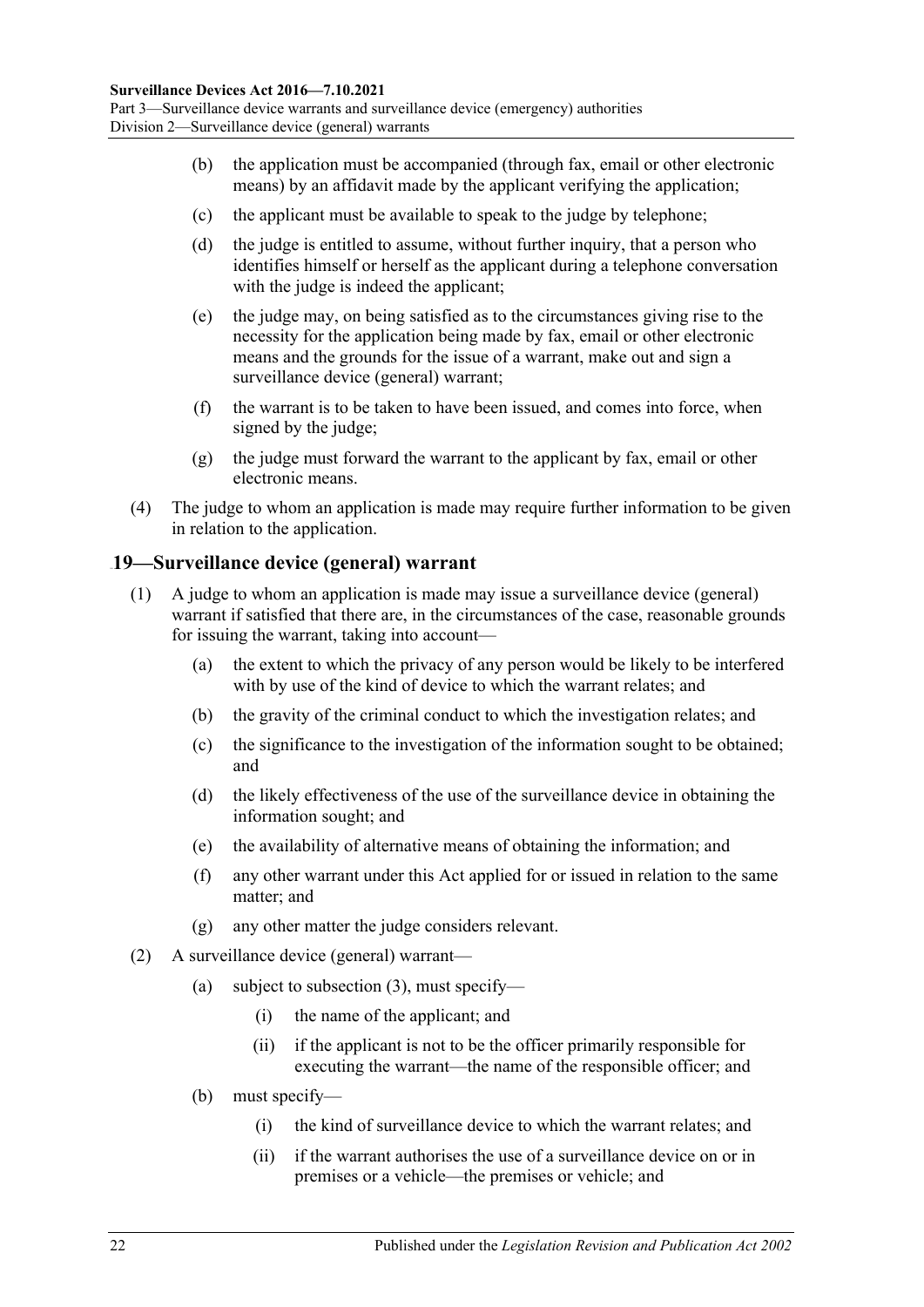(b) the application must be accompanied (through fax, email or other electronic means) by an affidavit made by the applicant verifying the application;

(c) the applicant must be available to speak to the judge by telephone;

(d) the judge is entitled to assume, without further inquiry, that a person who identifies himself or herself as the applicant during a telephone conversation with the judge is indeed the applicant;

(e) the judge may, on being satisfied as to the circumstances giving rise to the necessity for the application being made by fax, email or other electronic means and the grounds for the issue of a warrant, make out and sign a surveillance device (general) warrant;

(f) the warrant is to be taken to have been issued, and comes into force, when signed by the judge;

(g) the judge must forward the warrant to the applicant by fax, email or other electronic means.

(4) The judge to whom an application is made may require further information to be given in relation to the application.

## 19—Surveillance device (general) warrant

(1) A judge to whom an application is made may issue a surveillance device (general) warrant if satisfied that there are, in the circumstances of the case, reasonable grounds for issuing the warrant, taking into account—

(a) the extent to which the privacy of any person would be likely to be interfered with by use of the kind of device to which the warrant relates; and

(b) the gravity of the criminal conduct to which the investigation relates; and

(c) the significance to the investigation of the information sought to be obtained; and

(d) the likely effectiveness of the use of the surveillance device in obtaining the information sought; and

(e) the availability of alternative means of obtaining the information; and

(f) any other warrant under this Act applied for or issued in relation to the same matter; and

(g) any other matter the judge considers relevant.

(2) A surveillance device (general) warrant—

(a) subject to subsection (3), must specify—

(i) the name of the applicant; and

(ii) if the applicant is not to be the officer primarily responsible for executing the warrant—the name of the responsible officer; and

(b) must specify—

(i) the kind of surveillance device to which the warrant relates; and

(ii) if the warrant authorises the use of a surveillance device on or in premises or a vehicle—the premises or vehicle; and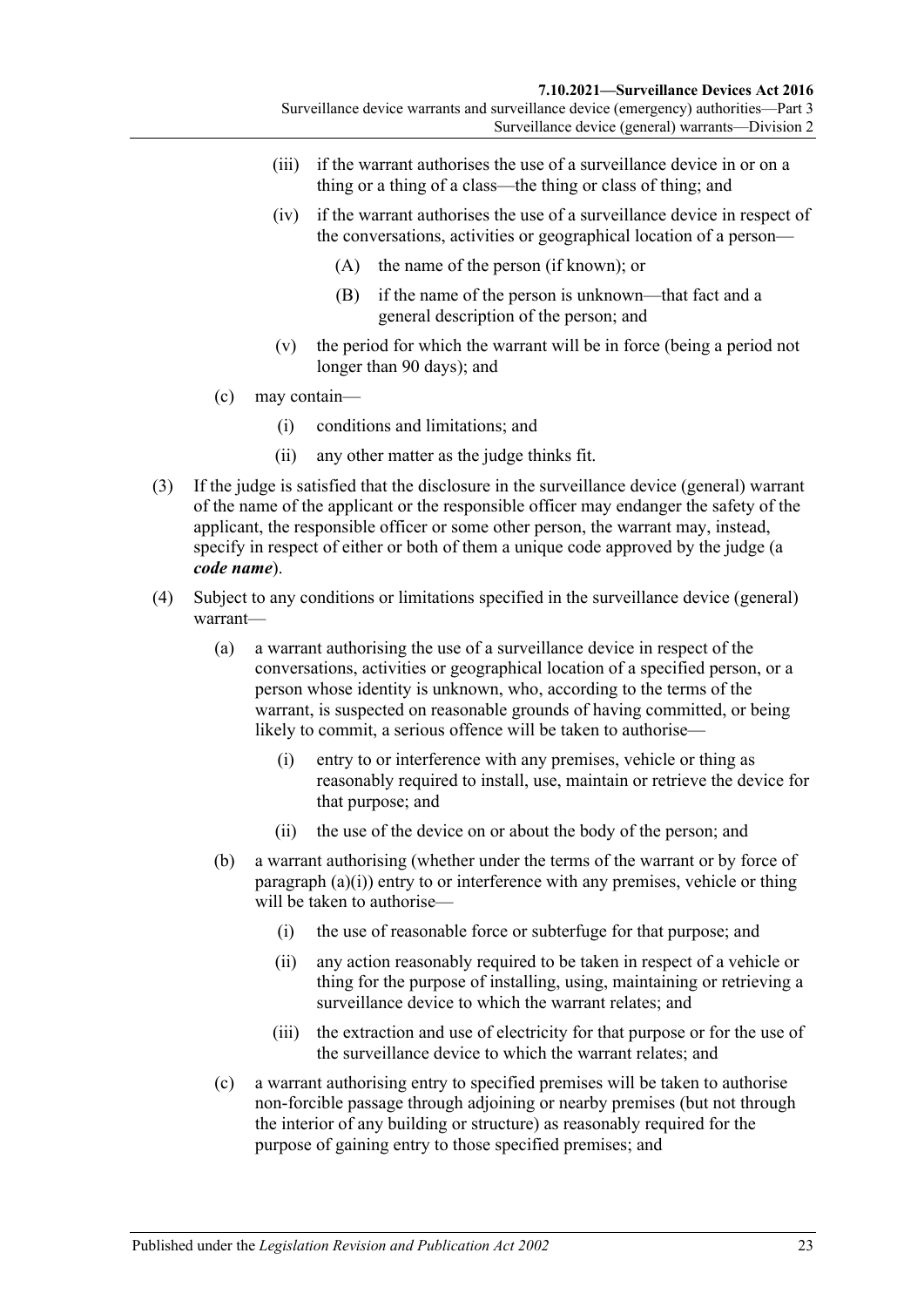- (iii) if the warrant authorises the use of a surveillance device in or on a thing or a thing of a class—the thing or class of thing; and
- (iv) if the warrant authorises the use of a surveillance device in respect of the conversations, activities or geographical location of a person—
  - (A) the name of the person (if known); or
  - (B) if the name of the person is unknown—that fact and a general description of the person; and
- (v) the period for which the warrant will be in force (being a period not longer than 90 days); and

(c) may contain—

- (i) conditions and limitations; and
- (ii) any other matter as the judge thinks fit.

(3) If the judge is satisfied that the disclosure in the surveillance device (general) warrant of the name of the applicant or the responsible officer may endanger the safety of the applicant, the responsible officer or some other person, the warrant may, instead, specify in respect of either or both of them a unique code approved by the judge (a ***code name***).

(4) Subject to any conditions or limitations specified in the surveillance device (general) warrant—

(a) a warrant authorising the use of a surveillance device in respect of the conversations, activities or geographical location of a specified person, or a person whose identity is unknown, who, according to the terms of the warrant, is suspected on reasonable grounds of having committed, or being likely to commit, a serious offence will be taken to authorise—

- (i) entry to or interference with any premises, vehicle or thing as reasonably required to install, use, maintain or retrieve the device for that purpose; and
- (ii) the use of the device on or about the body of the person; and

(b) a warrant authorising (whether under the terms of the warrant or by force of paragraph (a)(i)) entry to or interference with any premises, vehicle or thing will be taken to authorise—

- (i) the use of reasonable force or subterfuge for that purpose; and
- (ii) any action reasonably required to be taken in respect of a vehicle or thing for the purpose of installing, using, maintaining or retrieving a surveillance device to which the warrant relates; and
- (iii) the extraction and use of electricity for that purpose or for the use of the surveillance device to which the warrant relates; and

(c) a warrant authorising entry to specified premises will be taken to authorise non-forcible passage through adjoining or nearby premises (but not through the interior of any building or structure) as reasonably required for the purpose of gaining entry to those specified premises; and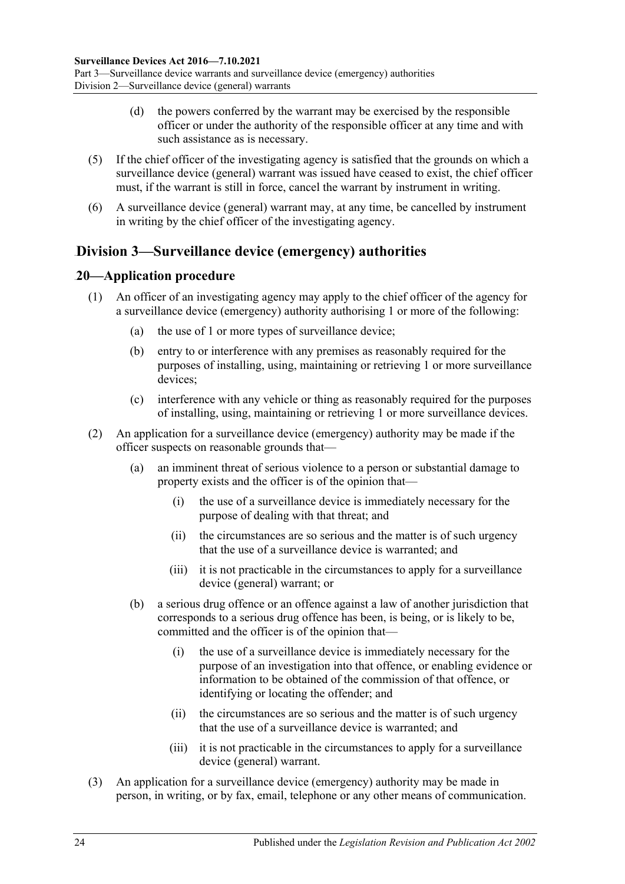(d) the powers conferred by the warrant may be exercised by the responsible officer or under the authority of the responsible officer at any time and with such assistance as is necessary.

(5) If the chief officer of the investigating agency is satisfied that the grounds on which a surveillance device (general) warrant was issued have ceased to exist, the chief officer must, if the warrant is still in force, cancel the warrant by instrument in writing.

(6) A surveillance device (general) warrant may, at any time, be cancelled by instrument in writing by the chief officer of the investigating agency.

## Division 3—Surveillance device (emergency) authorities

### 20—Application procedure

(1) An officer of an investigating agency may apply to the chief officer of the agency for a surveillance device (emergency) authority authorising 1 or more of the following:

(a) the use of 1 or more types of surveillance device;

(b) entry to or interference with any premises as reasonably required for the purposes of installing, using, maintaining or retrieving 1 or more surveillance devices;

(c) interference with any vehicle or thing as reasonably required for the purposes of installing, using, maintaining or retrieving 1 or more surveillance devices.

(2) An application for a surveillance device (emergency) authority may be made if the officer suspects on reasonable grounds that—

(a) an imminent threat of serious violence to a person or substantial damage to property exists and the officer is of the opinion that—

(i) the use of a surveillance device is immediately necessary for the purpose of dealing with that threat; and

(ii) the circumstances are so serious and the matter is of such urgency that the use of a surveillance device is warranted; and

(iii) it is not practicable in the circumstances to apply for a surveillance device (general) warrant; or

(b) a serious drug offence or an offence against a law of another jurisdiction that corresponds to a serious drug offence has been, is being, or is likely to be, committed and the officer is of the opinion that—

(i) the use of a surveillance device is immediately necessary for the purpose of an investigation into that offence, or enabling evidence or information to be obtained of the commission of that offence, or identifying or locating the offender; and

(ii) the circumstances are so serious and the matter is of such urgency that the use of a surveillance device is warranted; and

(iii) it is not practicable in the circumstances to apply for a surveillance device (general) warrant.

(3) An application for a surveillance device (emergency) authority may be made in person, in writing, or by fax, email, telephone or any other means of communication.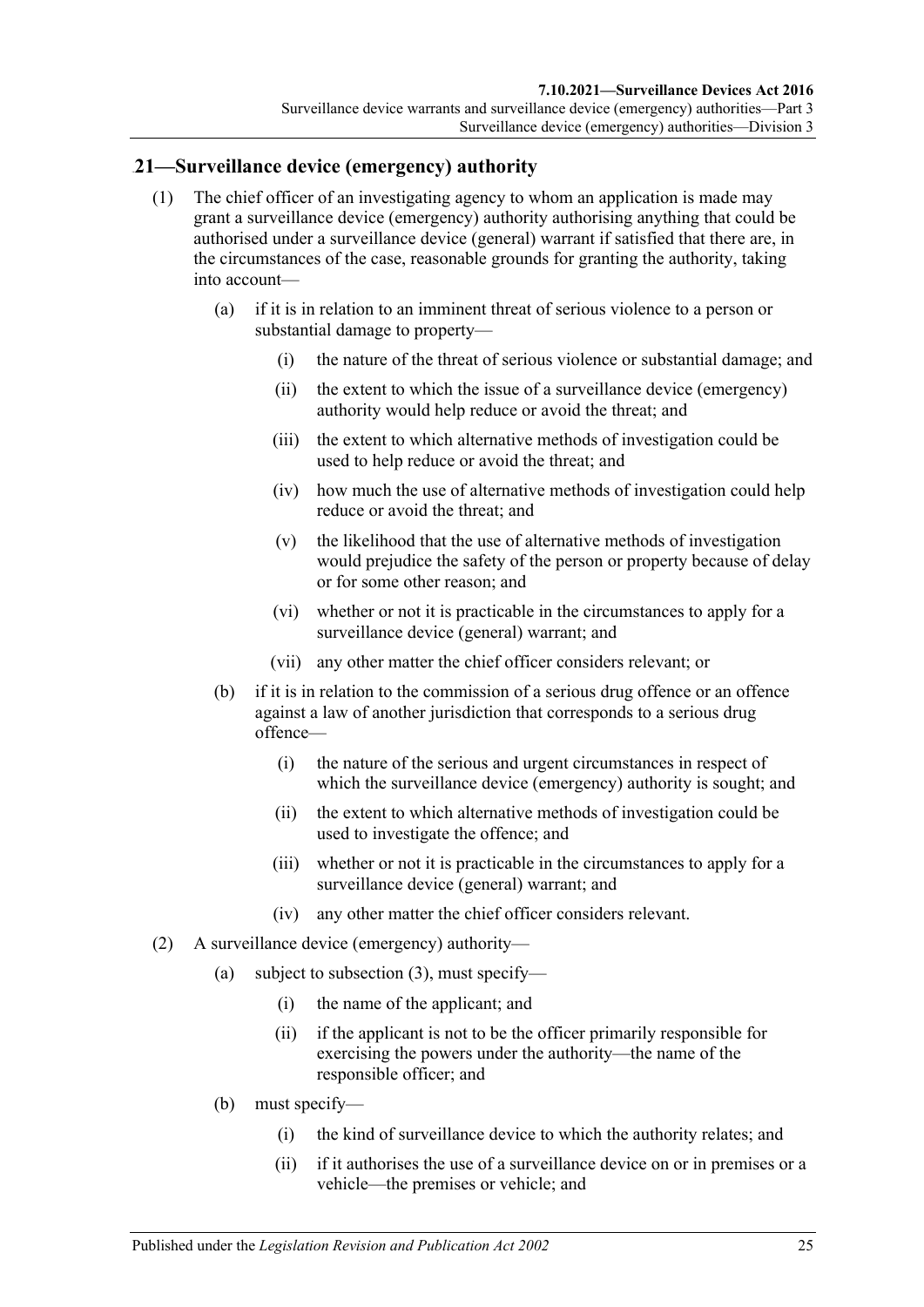## 21—Surveillance device (emergency) authority

(1) The chief officer of an investigating agency to whom an application is made may grant a surveillance device (emergency) authority authorising anything that could be authorised under a surveillance device (general) warrant if satisfied that there are, in the circumstances of the case, reasonable grounds for granting the authority, taking into account—

- (a) if it is in relation to an imminent threat of serious violence to a person or substantial damage to property—
  - (i) the nature of the threat of serious violence or substantial damage; and
  - (ii) the extent to which the issue of a surveillance device (emergency) authority would help reduce or avoid the threat; and
  - (iii) the extent to which alternative methods of investigation could be used to help reduce or avoid the threat; and
  - (iv) how much the use of alternative methods of investigation could help reduce or avoid the threat; and
  - (v) the likelihood that the use of alternative methods of investigation would prejudice the safety of the person or property because of delay or for some other reason; and
  - (vi) whether or not it is practicable in the circumstances to apply for a surveillance device (general) warrant; and
  - (vii) any other matter the chief officer considers relevant; or
- (b) if it is in relation to the commission of a serious drug offence or an offence against a law of another jurisdiction that corresponds to a serious drug offence—
  - (i) the nature of the serious and urgent circumstances in respect of which the surveillance device (emergency) authority is sought; and
  - (ii) the extent to which alternative methods of investigation could be used to investigate the offence; and
  - (iii) whether or not it is practicable in the circumstances to apply for a surveillance device (general) warrant; and
  - (iv) any other matter the chief officer considers relevant.

(2) A surveillance device (emergency) authority—

- (a) subject to subsection (3), must specify—
  - (i) the name of the applicant; and
  - (ii) if the applicant is not to be the officer primarily responsible for exercising the powers under the authority—the name of the responsible officer; and
- (b) must specify—
  - (i) the kind of surveillance device to which the authority relates; and
  - (ii) if it authorises the use of a surveillance device on or in premises or a vehicle—the premises or vehicle; and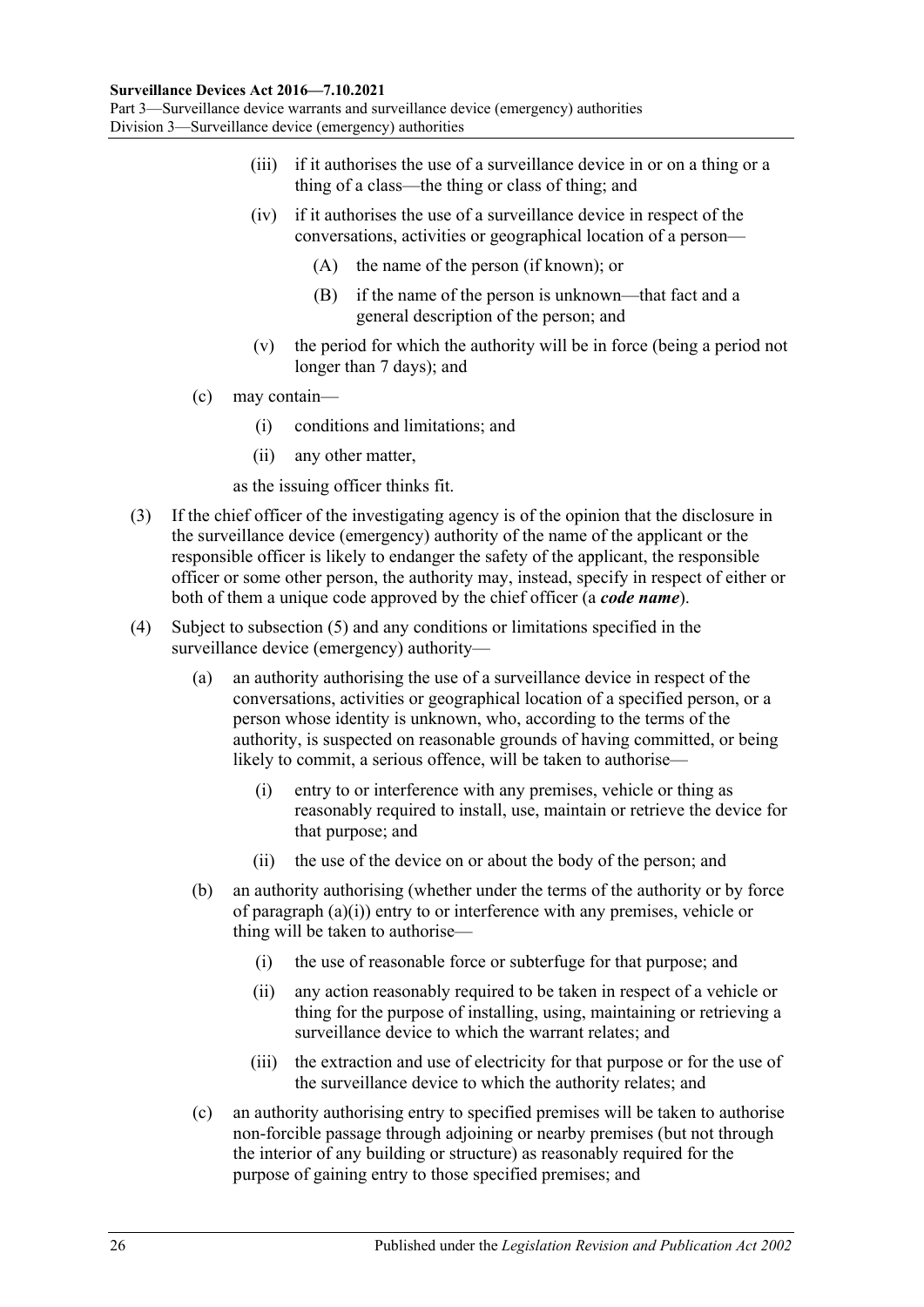(iii) if it authorises the use of a surveillance device in or on a thing or a thing of a class—the thing or class of thing; and

(iv) if it authorises the use of a surveillance device in respect of the conversations, activities or geographical location of a person—

(A) the name of the person (if known); or

(B) if the name of the person is unknown—that fact and a general description of the person; and

(v) the period for which the authority will be in force (being a period not longer than 7 days); and

(c) may contain—

(i) conditions and limitations; and

(ii) any other matter,

as the issuing officer thinks fit.

(3) If the chief officer of the investigating agency is of the opinion that the disclosure in the surveillance device (emergency) authority of the name of the applicant or the responsible officer is likely to endanger the safety of the applicant, the responsible officer or some other person, the authority may, instead, specify in respect of either or both of them a unique code approved by the chief officer (a ***code name***).

(4) Subject to subsection (5) and any conditions or limitations specified in the surveillance device (emergency) authority—

(a) an authority authorising the use of a surveillance device in respect of the conversations, activities or geographical location of a specified person, or a person whose identity is unknown, who, according to the terms of the authority, is suspected on reasonable grounds of having committed, or being likely to commit, a serious offence, will be taken to authorise—

(i) entry to or interference with any premises, vehicle or thing as reasonably required to install, use, maintain or retrieve the device for that purpose; and

(ii) the use of the device on or about the body of the person; and

(b) an authority authorising (whether under the terms of the authority or by force of paragraph (a)(i)) entry to or interference with any premises, vehicle or thing will be taken to authorise—

(i) the use of reasonable force or subterfuge for that purpose; and

(ii) any action reasonably required to be taken in respect of a vehicle or thing for the purpose of installing, using, maintaining or retrieving a surveillance device to which the warrant relates; and

(iii) the extraction and use of electricity for that purpose or for the use of the surveillance device to which the authority relates; and

(c) an authority authorising entry to specified premises will be taken to authorise non-forcible passage through adjoining or nearby premises (but not through the interior of any building or structure) as reasonably required for the purpose of gaining entry to those specified premises; and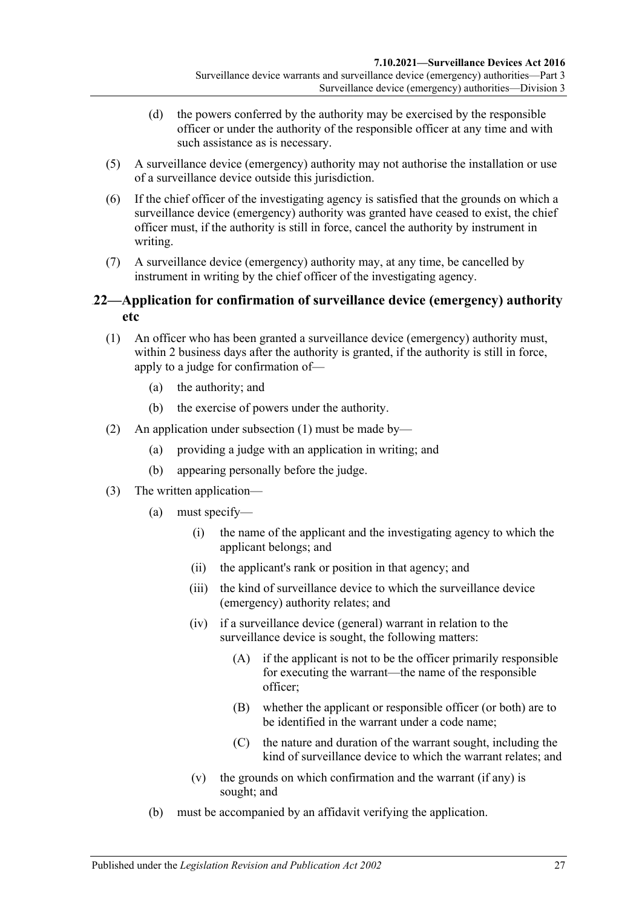(d) the powers conferred by the authority may be exercised by the responsible officer or under the authority of the responsible officer at any time and with such assistance as is necessary.

(5) A surveillance device (emergency) authority may not authorise the installation or use of a surveillance device outside this jurisdiction.

(6) If the chief officer of the investigating agency is satisfied that the grounds on which a surveillance device (emergency) authority was granted have ceased to exist, the chief officer must, if the authority is still in force, cancel the authority by instrument in writing.

(7) A surveillance device (emergency) authority may, at any time, be cancelled by instrument in writing by the chief officer of the investigating agency.

## 22—Application for confirmation of surveillance device (emergency) authority etc

(1) An officer who has been granted a surveillance device (emergency) authority must, within 2 business days after the authority is granted, if the authority is still in force, apply to a judge for confirmation of—

(a) the authority; and

(b) the exercise of powers under the authority.

(2) An application under subsection (1) must be made by—

(a) providing a judge with an application in writing; and

(b) appearing personally before the judge.

(3) The written application—

(a) must specify—

(i) the name of the applicant and the investigating agency to which the applicant belongs; and

(ii) the applicant's rank or position in that agency; and

(iii) the kind of surveillance device to which the surveillance device (emergency) authority relates; and

(iv) if a surveillance device (general) warrant in relation to the surveillance device is sought, the following matters:

(A) if the applicant is not to be the officer primarily responsible for executing the warrant—the name of the responsible officer;

(B) whether the applicant or responsible officer (or both) are to be identified in the warrant under a code name;

(C) the nature and duration of the warrant sought, including the kind of surveillance device to which the warrant relates; and

(v) the grounds on which confirmation and the warrant (if any) is sought; and

(b) must be accompanied by an affidavit verifying the application.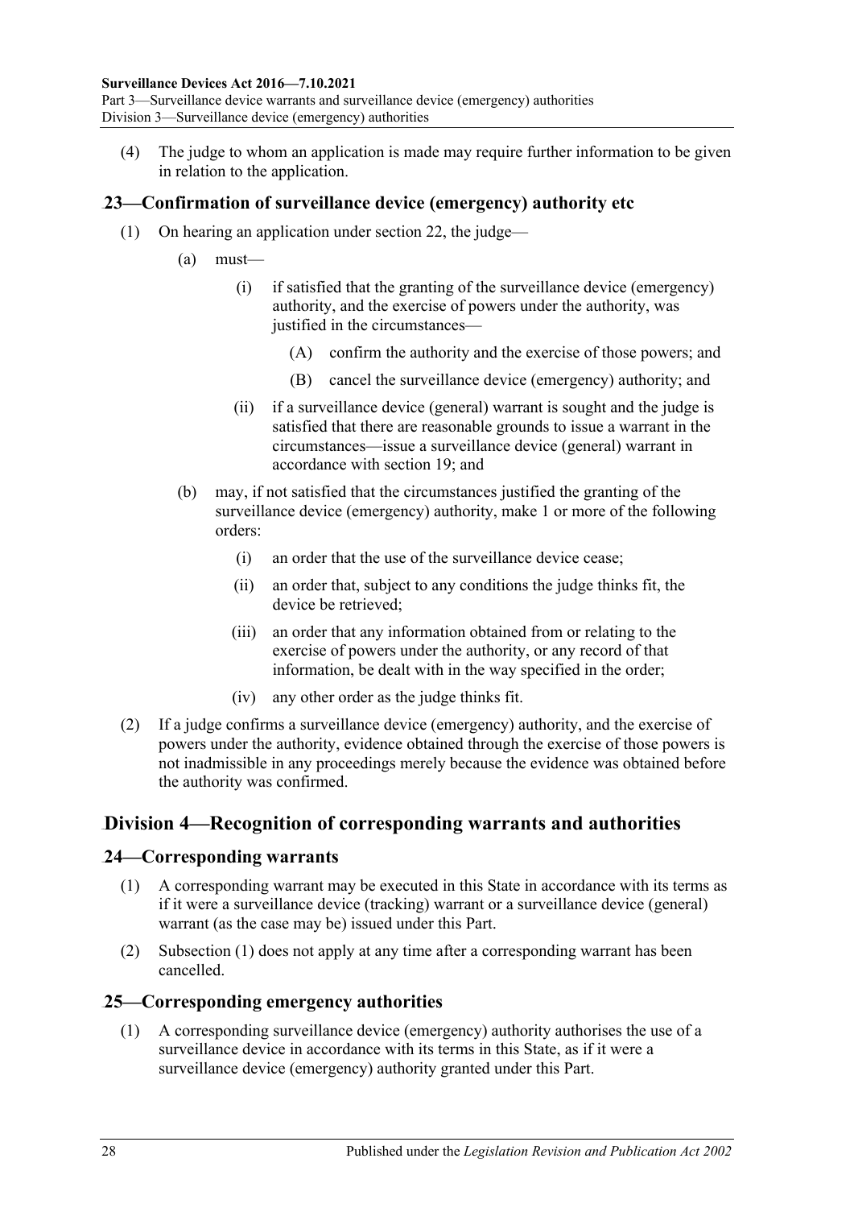(4) The judge to whom an application is made may require further information to be given in relation to the application.

## 23—Confirmation of surveillance device (emergency) authority etc

(1) On hearing an application under section 22, the judge—

(a) must—

(i) if satisfied that the granting of the surveillance device (emergency) authority, and the exercise of powers under the authority, was justified in the circumstances—

(A) confirm the authority and the exercise of those powers; and

(B) cancel the surveillance device (emergency) authority; and

(ii) if a surveillance device (general) warrant is sought and the judge is satisfied that there are reasonable grounds to issue a warrant in the circumstances—issue a surveillance device (general) warrant in accordance with section 19; and

(b) may, if not satisfied that the circumstances justified the granting of the surveillance device (emergency) authority, make 1 or more of the following orders:

(i) an order that the use of the surveillance device cease;

(ii) an order that, subject to any conditions the judge thinks fit, the device be retrieved;

(iii) an order that any information obtained from or relating to the exercise of powers under the authority, or any record of that information, be dealt with in the way specified in the order;

(iv) any other order as the judge thinks fit.

(2) If a judge confirms a surveillance device (emergency) authority, and the exercise of powers under the authority, evidence obtained through the exercise of those powers is not inadmissible in any proceedings merely because the evidence was obtained before the authority was confirmed.

# Division 4—Recognition of corresponding warrants and authorities

## 24—Corresponding warrants

(1) A corresponding warrant may be executed in this State in accordance with its terms as if it were a surveillance device (tracking) warrant or a surveillance device (general) warrant (as the case may be) issued under this Part.

(2) Subsection (1) does not apply at any time after a corresponding warrant has been cancelled.

## 25—Corresponding emergency authorities

(1) A corresponding surveillance device (emergency) authority authorises the use of a surveillance device in accordance with its terms in this State, as if it were a surveillance device (emergency) authority granted under this Part.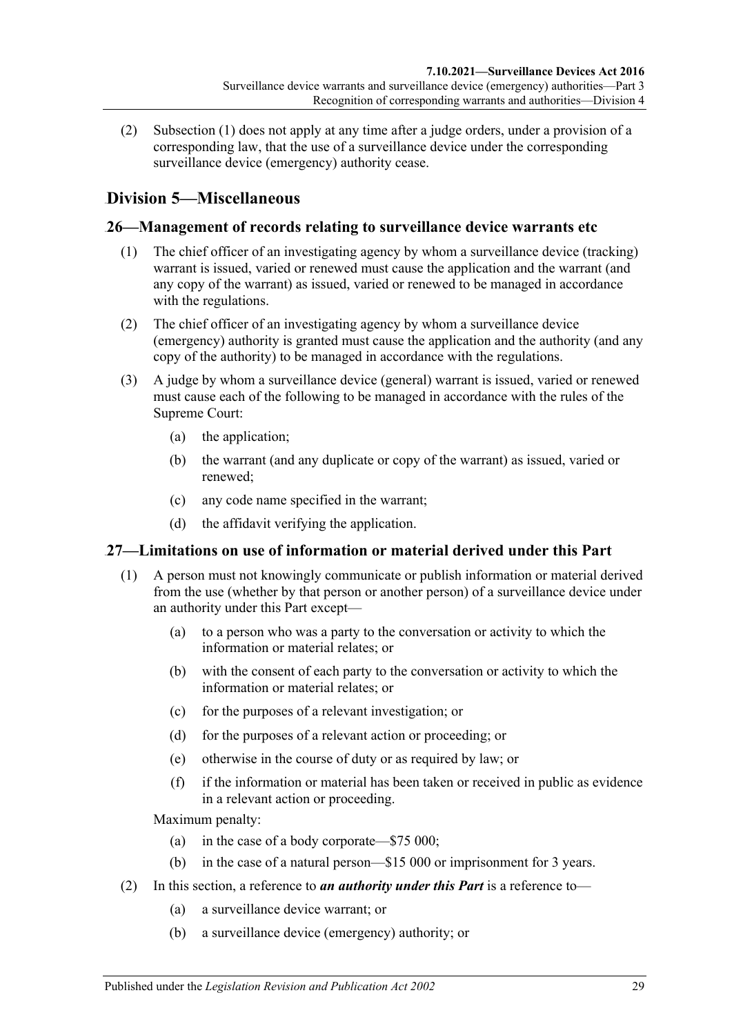(2) Subsection (1) does not apply at any time after a judge orders, under a provision of a corresponding law, that the use of a surveillance device under the corresponding surveillance device (emergency) authority cease.

## Division 5—Miscellaneous

### 26—Management of records relating to surveillance device warrants etc

(1) The chief officer of an investigating agency by whom a surveillance device (tracking) warrant is issued, varied or renewed must cause the application and the warrant (and any copy of the warrant) as issued, varied or renewed to be managed in accordance with the regulations.

(2) The chief officer of an investigating agency by whom a surveillance device (emergency) authority is granted must cause the application and the authority (and any copy of the authority) to be managed in accordance with the regulations.

(3) A judge by whom a surveillance device (general) warrant is issued, varied or renewed must cause each of the following to be managed in accordance with the rules of the Supreme Court:

- (a) the application;
- (b) the warrant (and any duplicate or copy of the warrant) as issued, varied or renewed;
- (c) any code name specified in the warrant;
- (d) the affidavit verifying the application.

### 27—Limitations on use of information or material derived under this Part

(1) A person must not knowingly communicate or publish information or material derived from the use (whether by that person or another person) of a surveillance device under an authority under this Part except—

- (a) to a person who was a party to the conversation or activity to which the information or material relates; or
- (b) with the consent of each party to the conversation or activity to which the information or material relates; or
- (c) for the purposes of a relevant investigation; or
- (d) for the purposes of a relevant action or proceeding; or
- (e) otherwise in the course of duty or as required by law; or
- (f) if the information or material has been taken or received in public as evidence in a relevant action or proceeding.

Maximum penalty:

- (a) in the case of a body corporate—$75 000;
- (b) in the case of a natural person—$15 000 or imprisonment for 3 years.

(2) In this section, a reference to ***an authority under this Part*** is a reference to—

- (a) a surveillance device warrant; or
- (b) a surveillance device (emergency) authority; or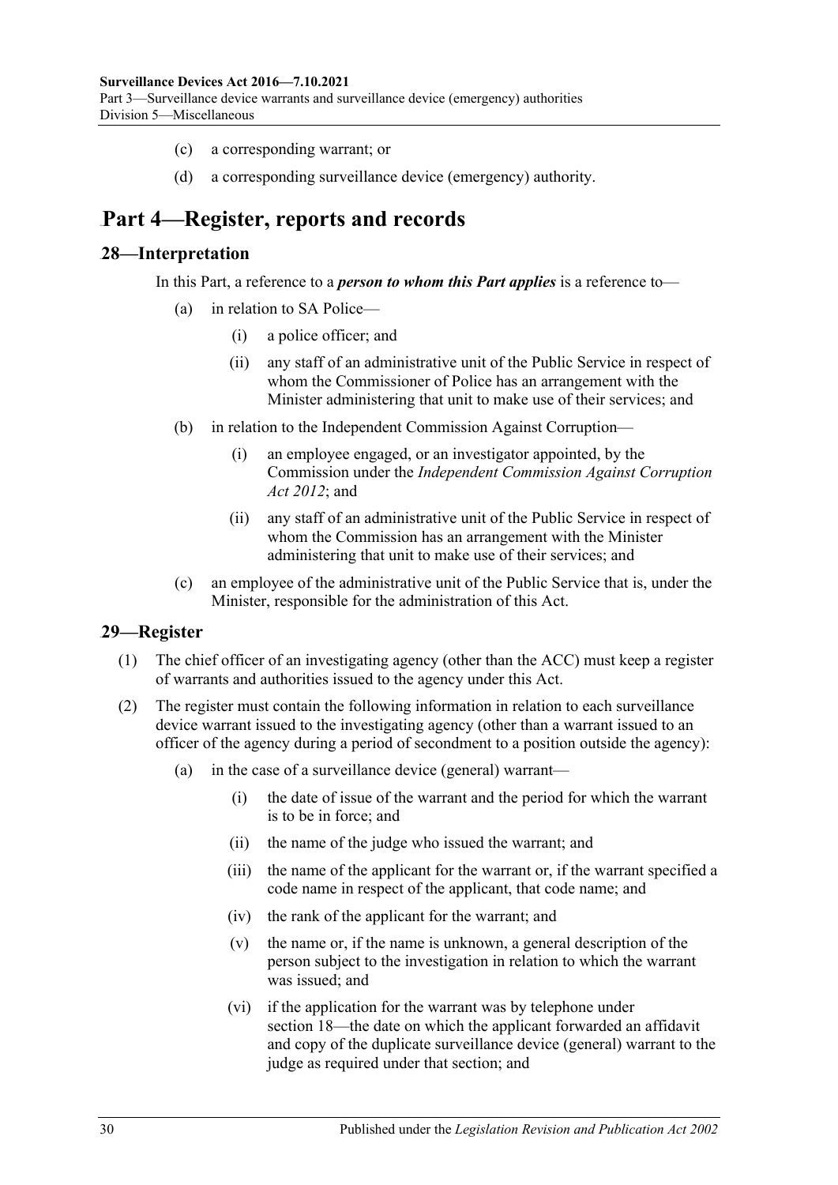(c) a corresponding warrant; or

(d) a corresponding surveillance device (emergency) authority.

# Part 4—Register, reports and records

## 28—Interpretation

In this Part, a reference to a ***person to whom this Part applies*** is a reference to—

(a) in relation to SA Police—

(i) a police officer; and

(ii) any staff of an administrative unit of the Public Service in respect of whom the Commissioner of Police has an arrangement with the Minister administering that unit to make use of their services; and

(b) in relation to the Independent Commission Against Corruption—

(i) an employee engaged, or an investigator appointed, by the Commission under the *Independent Commission Against Corruption Act 2012*; and

(ii) any staff of an administrative unit of the Public Service in respect of whom the Commission has an arrangement with the Minister administering that unit to make use of their services; and

(c) an employee of the administrative unit of the Public Service that is, under the Minister, responsible for the administration of this Act.

## 29—Register

(1) The chief officer of an investigating agency (other than the ACC) must keep a register of warrants and authorities issued to the agency under this Act.

(2) The register must contain the following information in relation to each surveillance device warrant issued to the investigating agency (other than a warrant issued to an officer of the agency during a period of secondment to a position outside the agency):

(a) in the case of a surveillance device (general) warrant—

(i) the date of issue of the warrant and the period for which the warrant is to be in force; and

(ii) the name of the judge who issued the warrant; and

(iii) the name of the applicant for the warrant or, if the warrant specified a code name in respect of the applicant, that code name; and

(iv) the rank of the applicant for the warrant; and

(v) the name or, if the name is unknown, a general description of the person subject to the investigation in relation to which the warrant was issued; and

(vi) if the application for the warrant was by telephone under section 18—the date on which the applicant forwarded an affidavit and copy of the duplicate surveillance device (general) warrant to the judge as required under that section; and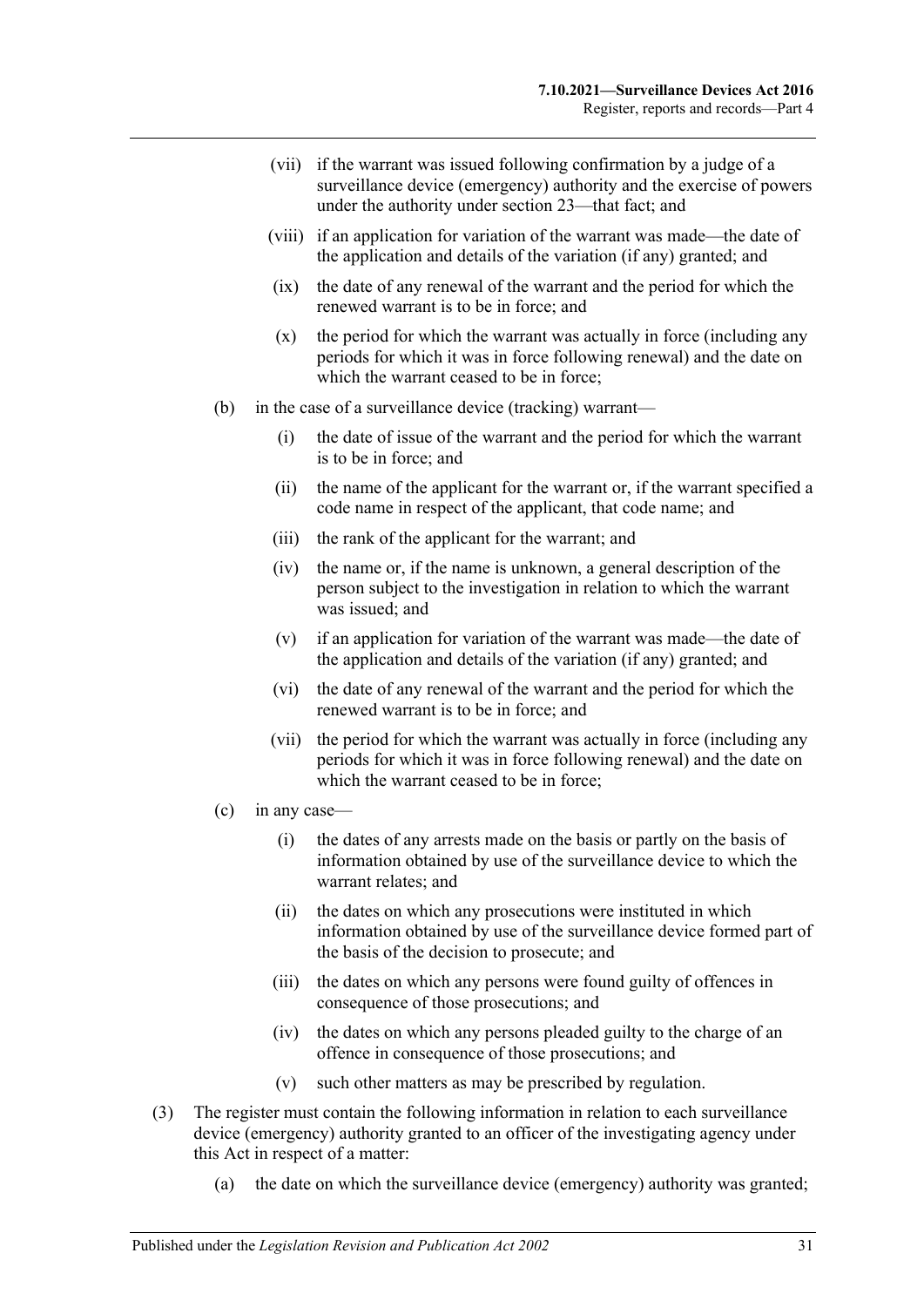(vii) if the warrant was issued following confirmation by a judge of a surveillance device (emergency) authority and the exercise of powers under the authority under section 23—that fact; and

(viii) if an application for variation of the warrant was made—the date of the application and details of the variation (if any) granted; and

(ix) the date of any renewal of the warrant and the period for which the renewed warrant is to be in force; and

(x) the period for which the warrant was actually in force (including any periods for which it was in force following renewal) and the date on which the warrant ceased to be in force;

(b) in the case of a surveillance device (tracking) warrant—

(i) the date of issue of the warrant and the period for which the warrant is to be in force; and

(ii) the name of the applicant for the warrant or, if the warrant specified a code name in respect of the applicant, that code name; and

(iii) the rank of the applicant for the warrant; and

(iv) the name or, if the name is unknown, a general description of the person subject to the investigation in relation to which the warrant was issued; and

(v) if an application for variation of the warrant was made—the date of the application and details of the variation (if any) granted; and

(vi) the date of any renewal of the warrant and the period for which the renewed warrant is to be in force; and

(vii) the period for which the warrant was actually in force (including any periods for which it was in force following renewal) and the date on which the warrant ceased to be in force;

(c) in any case—

(i) the dates of any arrests made on the basis or partly on the basis of information obtained by use of the surveillance device to which the warrant relates; and

(ii) the dates on which any prosecutions were instituted in which information obtained by use of the surveillance device formed part of the basis of the decision to prosecute; and

(iii) the dates on which any persons were found guilty of offences in consequence of those prosecutions; and

(iv) the dates on which any persons pleaded guilty to the charge of an offence in consequence of those prosecutions; and

(v) such other matters as may be prescribed by regulation.

(3) The register must contain the following information in relation to each surveillance device (emergency) authority granted to an officer of the investigating agency under this Act in respect of a matter:

(a) the date on which the surveillance device (emergency) authority was granted;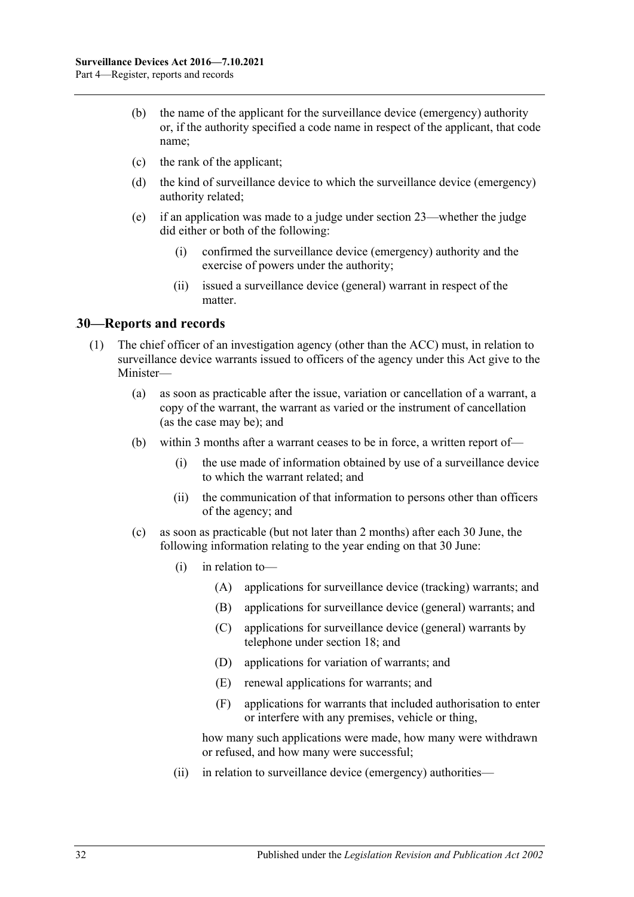(b) the name of the applicant for the surveillance device (emergency) authority or, if the authority specified a code name in respect of the applicant, that code name;

(c) the rank of the applicant;

(d) the kind of surveillance device to which the surveillance device (emergency) authority related;

(e) if an application was made to a judge under section 23—whether the judge did either or both of the following:

  (i) confirmed the surveillance device (emergency) authority and the exercise of powers under the authority;

  (ii) issued a surveillance device (general) warrant in respect of the matter.

## 30—Reports and records

(1) The chief officer of an investigation agency (other than the ACC) must, in relation to surveillance device warrants issued to officers of the agency under this Act give to the Minister—

  (a) as soon as practicable after the issue, variation or cancellation of a warrant, a copy of the warrant, the warrant as varied or the instrument of cancellation (as the case may be); and

  (b) within 3 months after a warrant ceases to be in force, a written report of—

    (i) the use made of information obtained by use of a surveillance device to which the warrant related; and

    (ii) the communication of that information to persons other than officers of the agency; and

  (c) as soon as practicable (but not later than 2 months) after each 30 June, the following information relating to the year ending on that 30 June:

    (i) in relation to—

      (A) applications for surveillance device (tracking) warrants; and

      (B) applications for surveillance device (general) warrants; and

      (C) applications for surveillance device (general) warrants by telephone under section 18; and

      (D) applications for variation of warrants; and

      (E) renewal applications for warrants; and

      (F) applications for warrants that included authorisation to enter or interfere with any premises, vehicle or thing,

    how many such applications were made, how many were withdrawn or refused, and how many were successful;

    (ii) in relation to surveillance device (emergency) authorities—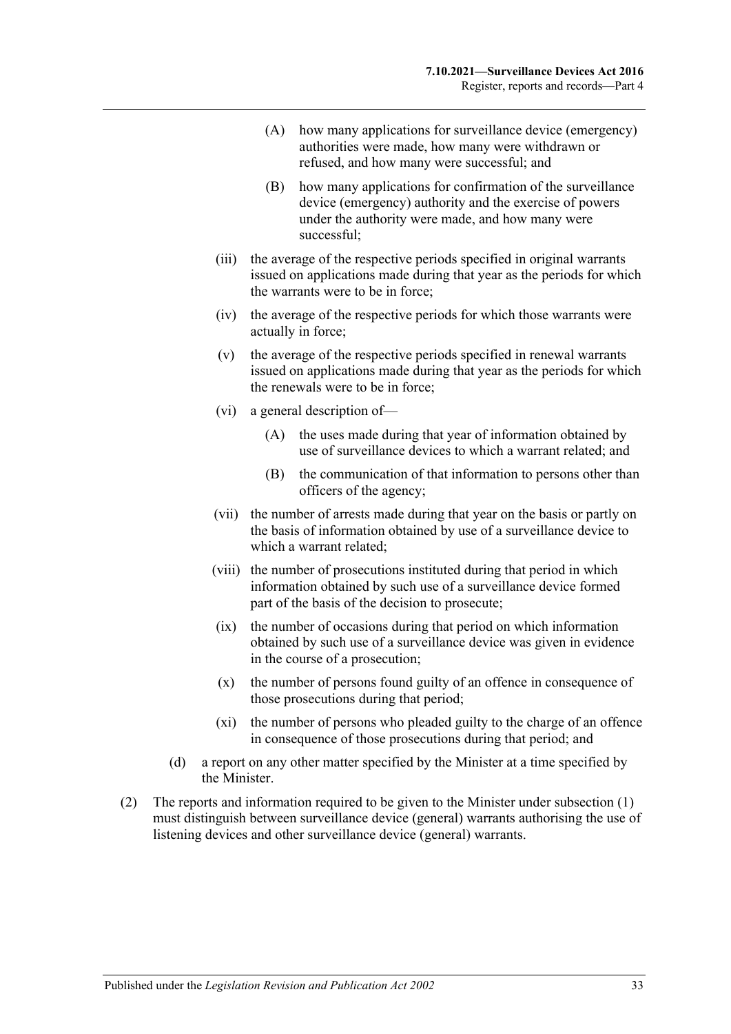(A) how many applications for surveillance device (emergency) authorities were made, how many were withdrawn or refused, and how many were successful; and

(B) how many applications for confirmation of the surveillance device (emergency) authority and the exercise of powers under the authority were made, and how many were successful;

(iii) the average of the respective periods specified in original warrants issued on applications made during that year as the periods for which the warrants were to be in force;

(iv) the average of the respective periods for which those warrants were actually in force;

(v) the average of the respective periods specified in renewal warrants issued on applications made during that year as the periods for which the renewals were to be in force;

(vi) a general description of—

(A) the uses made during that year of information obtained by use of surveillance devices to which a warrant related; and

(B) the communication of that information to persons other than officers of the agency;

(vii) the number of arrests made during that year on the basis or partly on the basis of information obtained by use of a surveillance device to which a warrant related;

(viii) the number of prosecutions instituted during that period in which information obtained by such use of a surveillance device formed part of the basis of the decision to prosecute;

(ix) the number of occasions during that period on which information obtained by such use of a surveillance device was given in evidence in the course of a prosecution;

(x) the number of persons found guilty of an offence in consequence of those prosecutions during that period;

(xi) the number of persons who pleaded guilty to the charge of an offence in consequence of those prosecutions during that period; and

(d) a report on any other matter specified by the Minister at a time specified by the Minister.

(2) The reports and information required to be given to the Minister under subsection (1) must distinguish between surveillance device (general) warrants authorising the use of listening devices and other surveillance device (general) warrants.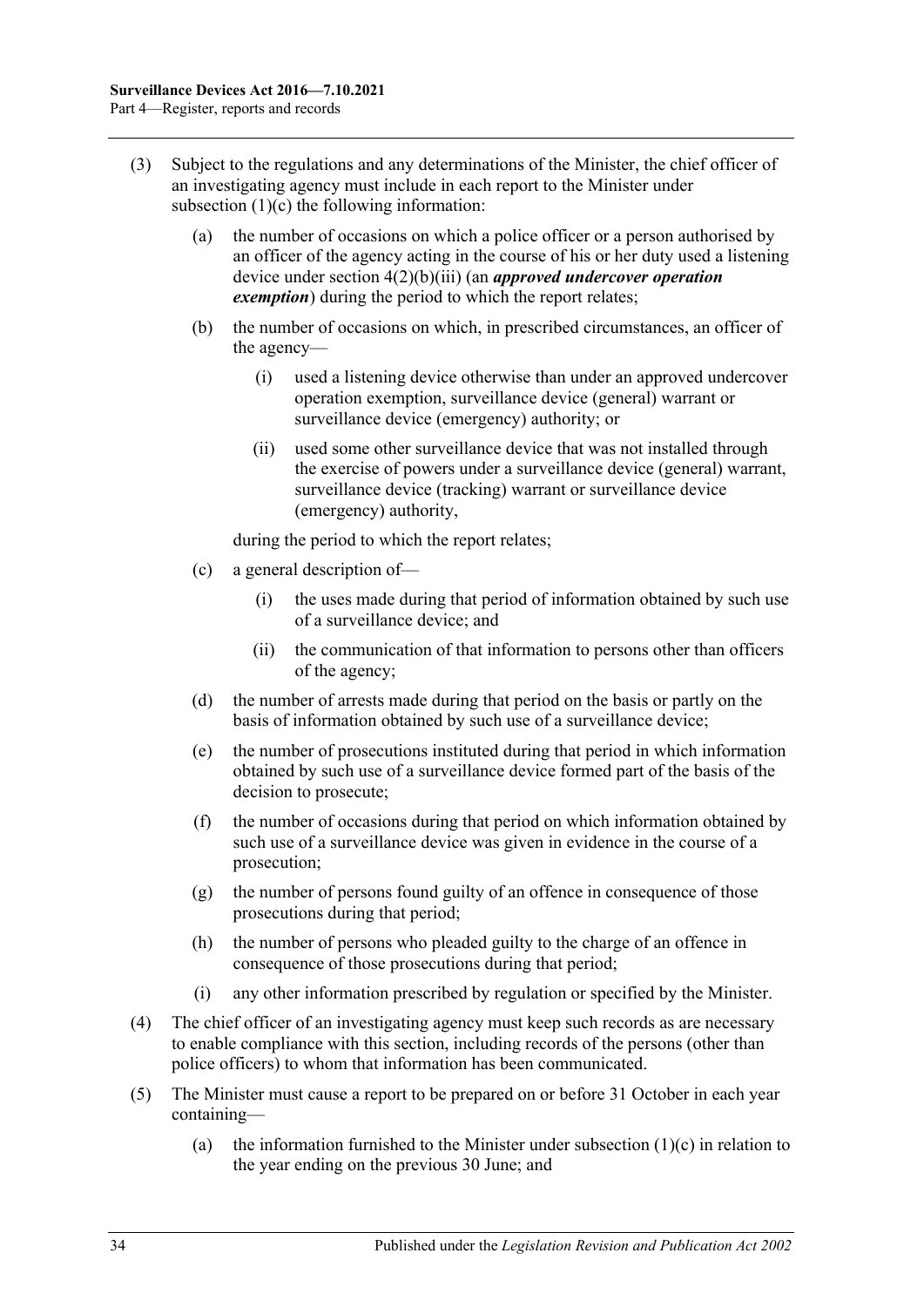(3) Subject to the regulations and any determinations of the Minister, the chief officer of an investigating agency must include in each report to the Minister under subsection (1)(c) the following information:

  (a) the number of occasions on which a police officer or a person authorised by an officer of the agency acting in the course of his or her duty used a listening device under section 4(2)(b)(iii) (an ***approved undercover operation exemption***) during the period to which the report relates;

  (b) the number of occasions on which, in prescribed circumstances, an officer of the agency—

    (i) used a listening device otherwise than under an approved undercover operation exemption, surveillance device (general) warrant or surveillance device (emergency) authority; or

    (ii) used some other surveillance device that was not installed through the exercise of powers under a surveillance device (general) warrant, surveillance device (tracking) warrant or surveillance device (emergency) authority,

  during the period to which the report relates;

  (c) a general description of—

    (i) the uses made during that period of information obtained by such use of a surveillance device; and

    (ii) the communication of that information to persons other than officers of the agency;

  (d) the number of arrests made during that period on the basis or partly on the basis of information obtained by such use of a surveillance device;

  (e) the number of prosecutions instituted during that period in which information obtained by such use of a surveillance device formed part of the basis of the decision to prosecute;

  (f) the number of occasions during that period on which information obtained by such use of a surveillance device was given in evidence in the course of a prosecution;

  (g) the number of persons found guilty of an offence in consequence of those prosecutions during that period;

  (h) the number of persons who pleaded guilty to the charge of an offence in consequence of those prosecutions during that period;

  (i) any other information prescribed by regulation or specified by the Minister.

(4) The chief officer of an investigating agency must keep such records as are necessary to enable compliance with this section, including records of the persons (other than police officers) to whom that information has been communicated.

(5) The Minister must cause a report to be prepared on or before 31 October in each year containing—

  (a) the information furnished to the Minister under subsection (1)(c) in relation to the year ending on the previous 30 June; and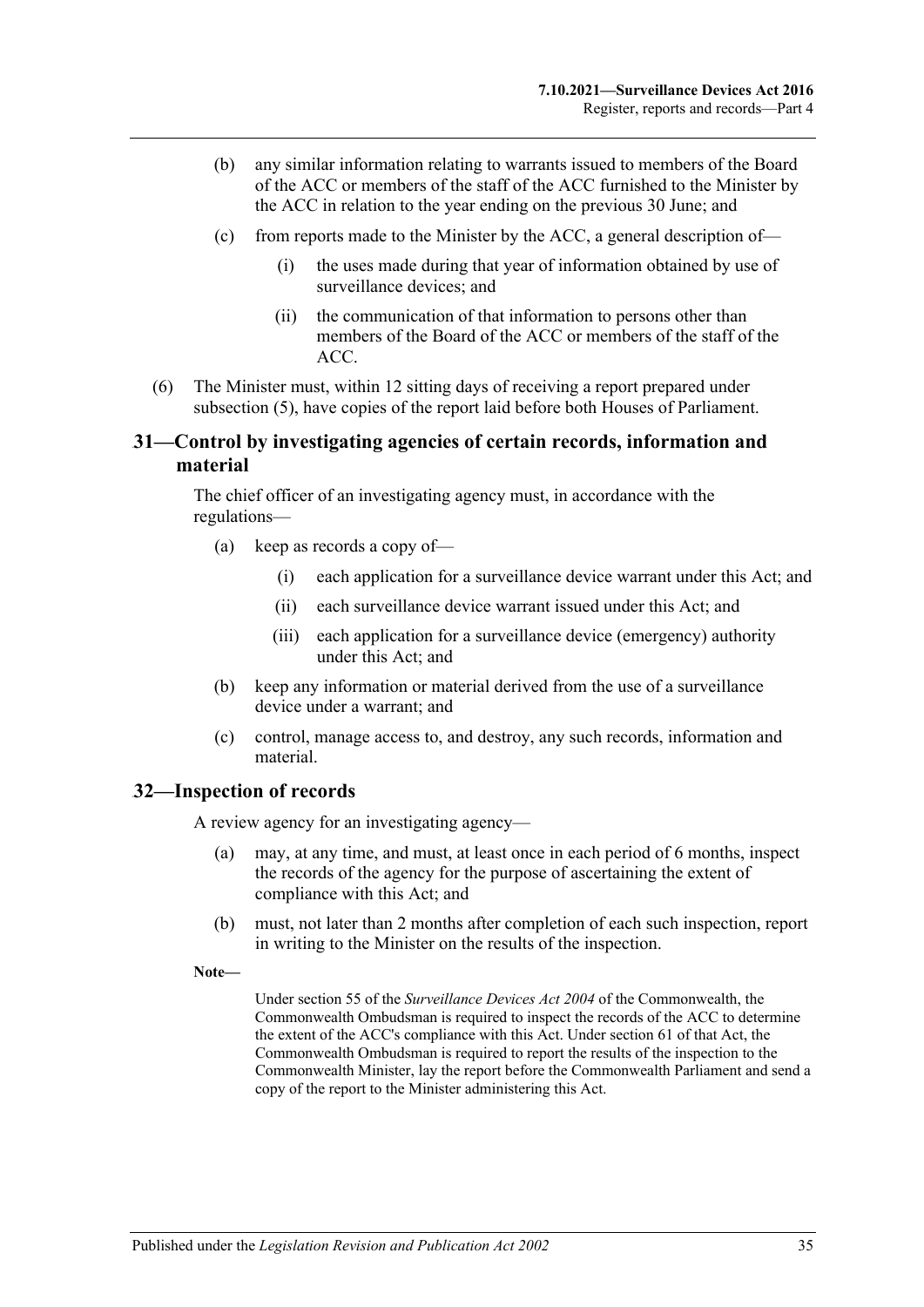(b) any similar information relating to warrants issued to members of the Board of the ACC or members of the staff of the ACC furnished to the Minister by the ACC in relation to the year ending on the previous 30 June; and

(c) from reports made to the Minister by the ACC, a general description of—

(i) the uses made during that year of information obtained by use of surveillance devices; and

(ii) the communication of that information to persons other than members of the Board of the ACC or members of the staff of the ACC.

(6) The Minister must, within 12 sitting days of receiving a report prepared under subsection (5), have copies of the report laid before both Houses of Parliament.

## 31—Control by investigating agencies of certain records, information and material

The chief officer of an investigating agency must, in accordance with the regulations—

(a) keep as records a copy of—

(i) each application for a surveillance device warrant under this Act; and

(ii) each surveillance device warrant issued under this Act; and

(iii) each application for a surveillance device (emergency) authority under this Act; and

(b) keep any information or material derived from the use of a surveillance device under a warrant; and

(c) control, manage access to, and destroy, any such records, information and material.

## 32—Inspection of records

A review agency for an investigating agency—

(a) may, at any time, and must, at least once in each period of 6 months, inspect the records of the agency for the purpose of ascertaining the extent of compliance with this Act; and

(b) must, not later than 2 months after completion of each such inspection, report in writing to the Minister on the results of the inspection.

**Note—**

Under section 55 of the *Surveillance Devices Act 2004* of the Commonwealth, the Commonwealth Ombudsman is required to inspect the records of the ACC to determine the extent of the ACC's compliance with this Act. Under section 61 of that Act, the Commonwealth Ombudsman is required to report the results of the inspection to the Commonwealth Minister, lay the report before the Commonwealth Parliament and send a copy of the report to the Minister administering this Act.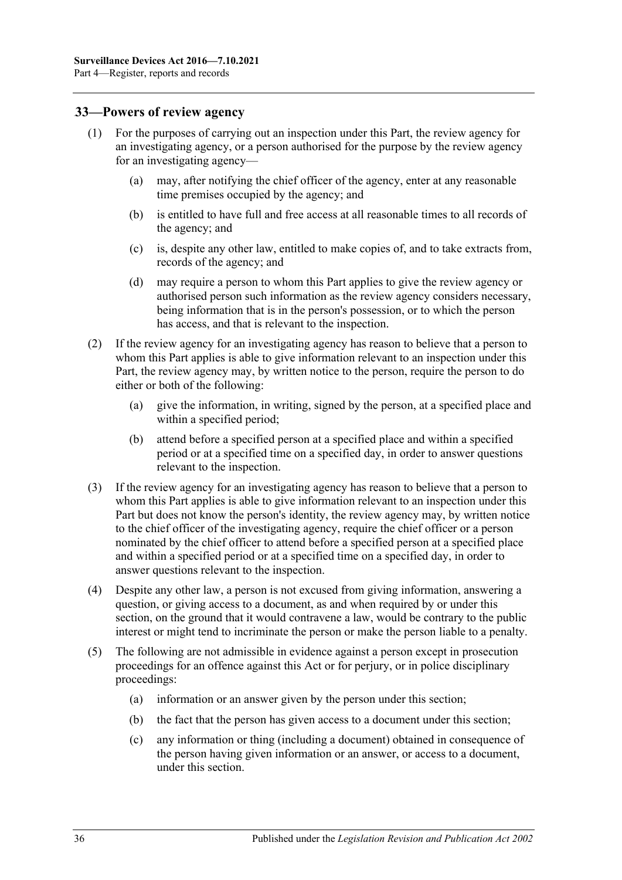## 33—Powers of review agency

(1) For the purposes of carrying out an inspection under this Part, the review agency for an investigating agency, or a person authorised for the purpose by the review agency for an investigating agency—

(a) may, after notifying the chief officer of the agency, enter at any reasonable time premises occupied by the agency; and

(b) is entitled to have full and free access at all reasonable times to all records of the agency; and

(c) is, despite any other law, entitled to make copies of, and to take extracts from, records of the agency; and

(d) may require a person to whom this Part applies to give the review agency or authorised person such information as the review agency considers necessary, being information that is in the person's possession, or to which the person has access, and that is relevant to the inspection.

(2) If the review agency for an investigating agency has reason to believe that a person to whom this Part applies is able to give information relevant to an inspection under this Part, the review agency may, by written notice to the person, require the person to do either or both of the following:

(a) give the information, in writing, signed by the person, at a specified place and within a specified period;

(b) attend before a specified person at a specified place and within a specified period or at a specified time on a specified day, in order to answer questions relevant to the inspection.

(3) If the review agency for an investigating agency has reason to believe that a person to whom this Part applies is able to give information relevant to an inspection under this Part but does not know the person's identity, the review agency may, by written notice to the chief officer of the investigating agency, require the chief officer or a person nominated by the chief officer to attend before a specified person at a specified place and within a specified period or at a specified time on a specified day, in order to answer questions relevant to the inspection.

(4) Despite any other law, a person is not excused from giving information, answering a question, or giving access to a document, as and when required by or under this section, on the ground that it would contravene a law, would be contrary to the public interest or might tend to incriminate the person or make the person liable to a penalty.

(5) The following are not admissible in evidence against a person except in prosecution proceedings for an offence against this Act or for perjury, or in police disciplinary proceedings:

(a) information or an answer given by the person under this section;

(b) the fact that the person has given access to a document under this section;

(c) any information or thing (including a document) obtained in consequence of the person having given information or an answer, or access to a document, under this section.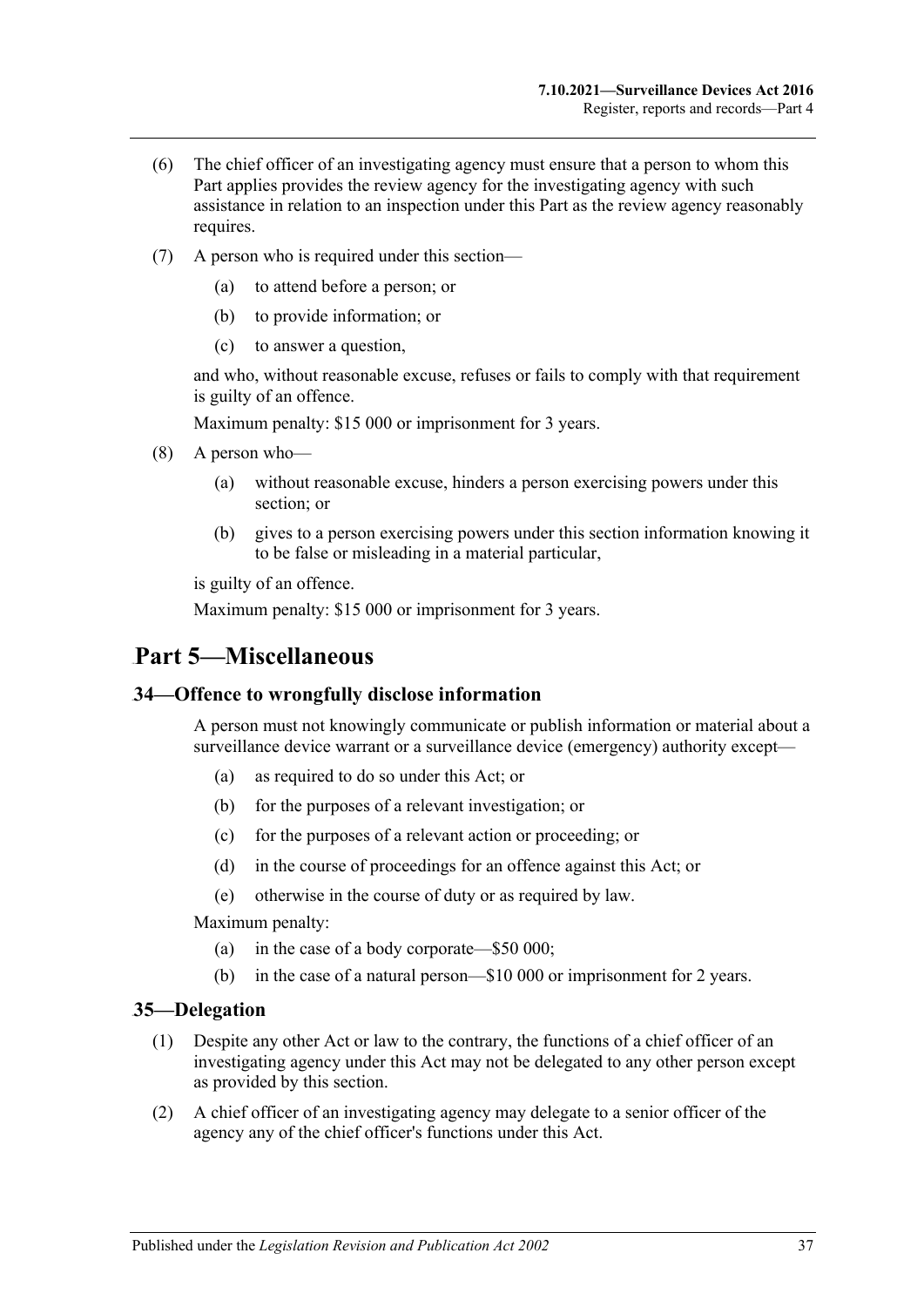(6) The chief officer of an investigating agency must ensure that a person to whom this Part applies provides the review agency for the investigating agency with such assistance in relation to an inspection under this Part as the review agency reasonably requires.

(7) A person who is required under this section—

(a) to attend before a person; or

(b) to provide information; or

(c) to answer a question,

and who, without reasonable excuse, refuses or fails to comply with that requirement is guilty of an offence.

Maximum penalty: $15 000 or imprisonment for 3 years.

(8) A person who—

(a) without reasonable excuse, hinders a person exercising powers under this section; or

(b) gives to a person exercising powers under this section information knowing it to be false or misleading in a material particular,

is guilty of an offence.

Maximum penalty: $15 000 or imprisonment for 3 years.

# Part 5—Miscellaneous

## 34—Offence to wrongfully disclose information

A person must not knowingly communicate or publish information or material about a surveillance device warrant or a surveillance device (emergency) authority except—

(a) as required to do so under this Act; or

(b) for the purposes of a relevant investigation; or

(c) for the purposes of a relevant action or proceeding; or

(d) in the course of proceedings for an offence against this Act; or

(e) otherwise in the course of duty or as required by law.

Maximum penalty:

(a) in the case of a body corporate—$50 000;

(b) in the case of a natural person—$10 000 or imprisonment for 2 years.

## 35—Delegation

(1) Despite any other Act or law to the contrary, the functions of a chief officer of an investigating agency under this Act may not be delegated to any other person except as provided by this section.

(2) A chief officer of an investigating agency may delegate to a senior officer of the agency any of the chief officer's functions under this Act.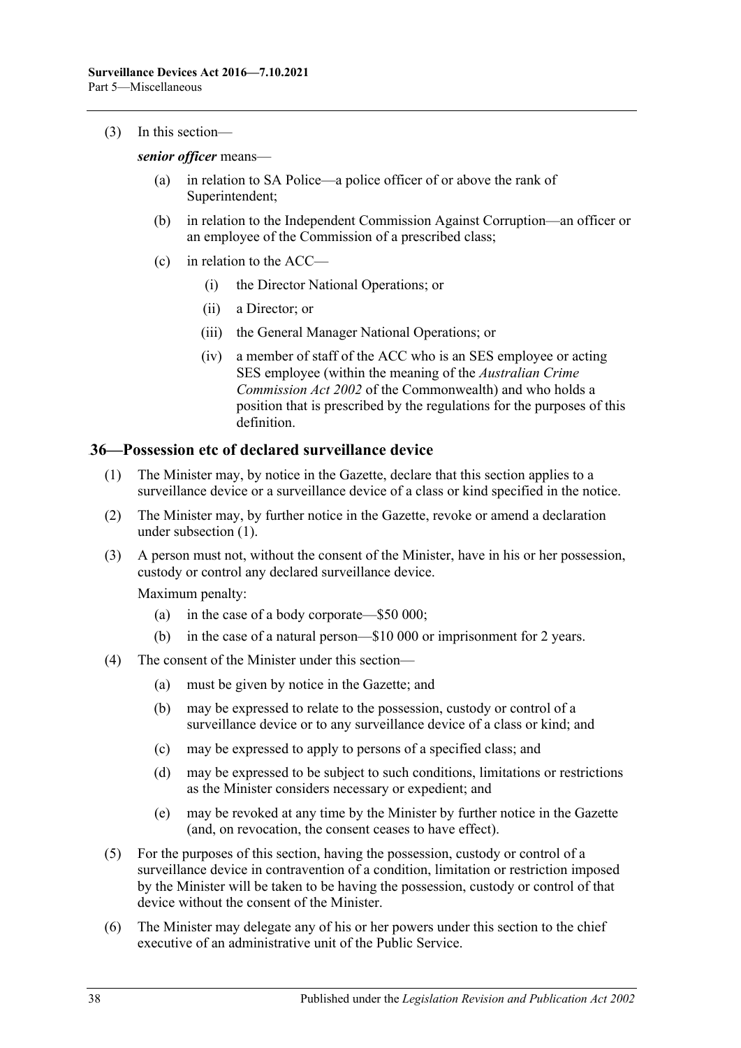(3) In this section—

***senior officer*** means—

(a) in relation to SA Police—a police officer of or above the rank of Superintendent;

(b) in relation to the Independent Commission Against Corruption—an officer or an employee of the Commission of a prescribed class;

(c) in relation to the ACC—

(i) the Director National Operations; or

(ii) a Director; or

(iii) the General Manager National Operations; or

(iv) a member of staff of the ACC who is an SES employee or acting SES employee (within the meaning of the *Australian Crime Commission Act 2002* of the Commonwealth) and who holds a position that is prescribed by the regulations for the purposes of this definition.

## 36—Possession etc of declared surveillance device

(1) The Minister may, by notice in the Gazette, declare that this section applies to a surveillance device or a surveillance device of a class or kind specified in the notice.

(2) The Minister may, by further notice in the Gazette, revoke or amend a declaration under subsection (1).

(3) A person must not, without the consent of the Minister, have in his or her possession, custody or control any declared surveillance device.

Maximum penalty:

(a) in the case of a body corporate—$50 000;

(b) in the case of a natural person—$10 000 or imprisonment for 2 years.

(4) The consent of the Minister under this section—

(a) must be given by notice in the Gazette; and

(b) may be expressed to relate to the possession, custody or control of a surveillance device or to any surveillance device of a class or kind; and

(c) may be expressed to apply to persons of a specified class; and

(d) may be expressed to be subject to such conditions, limitations or restrictions as the Minister considers necessary or expedient; and

(e) may be revoked at any time by the Minister by further notice in the Gazette (and, on revocation, the consent ceases to have effect).

(5) For the purposes of this section, having the possession, custody or control of a surveillance device in contravention of a condition, limitation or restriction imposed by the Minister will be taken to be having the possession, custody or control of that device without the consent of the Minister.

(6) The Minister may delegate any of his or her powers under this section to the chief executive of an administrative unit of the Public Service.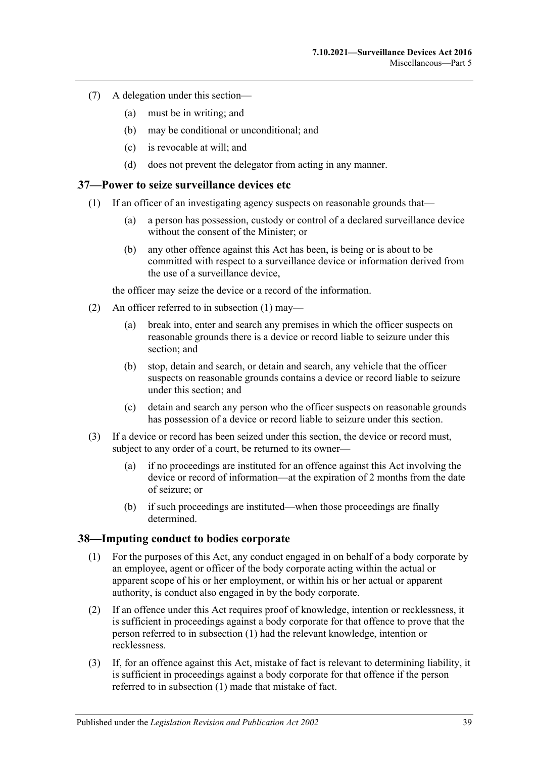(7) A delegation under this section—

(a) must be in writing; and

(b) may be conditional or unconditional; and

(c) is revocable at will; and

(d) does not prevent the delegator from acting in any manner.

## 37—Power to seize surveillance devices etc

(1) If an officer of an investigating agency suspects on reasonable grounds that—

(a) a person has possession, custody or control of a declared surveillance device without the consent of the Minister; or

(b) any other offence against this Act has been, is being or is about to be committed with respect to a surveillance device or information derived from the use of a surveillance device,

the officer may seize the device or a record of the information.

(2) An officer referred to in subsection (1) may—

(a) break into, enter and search any premises in which the officer suspects on reasonable grounds there is a device or record liable to seizure under this section; and

(b) stop, detain and search, or detain and search, any vehicle that the officer suspects on reasonable grounds contains a device or record liable to seizure under this section; and

(c) detain and search any person who the officer suspects on reasonable grounds has possession of a device or record liable to seizure under this section.

(3) If a device or record has been seized under this section, the device or record must, subject to any order of a court, be returned to its owner—

(a) if no proceedings are instituted for an offence against this Act involving the device or record of information—at the expiration of 2 months from the date of seizure; or

(b) if such proceedings are instituted—when those proceedings are finally determined.

## 38—Imputing conduct to bodies corporate

(1) For the purposes of this Act, any conduct engaged in on behalf of a body corporate by an employee, agent or officer of the body corporate acting within the actual or apparent scope of his or her employment, or within his or her actual or apparent authority, is conduct also engaged in by the body corporate.

(2) If an offence under this Act requires proof of knowledge, intention or recklessness, it is sufficient in proceedings against a body corporate for that offence to prove that the person referred to in subsection (1) had the relevant knowledge, intention or recklessness.

(3) If, for an offence against this Act, mistake of fact is relevant to determining liability, it is sufficient in proceedings against a body corporate for that offence if the person referred to in subsection (1) made that mistake of fact.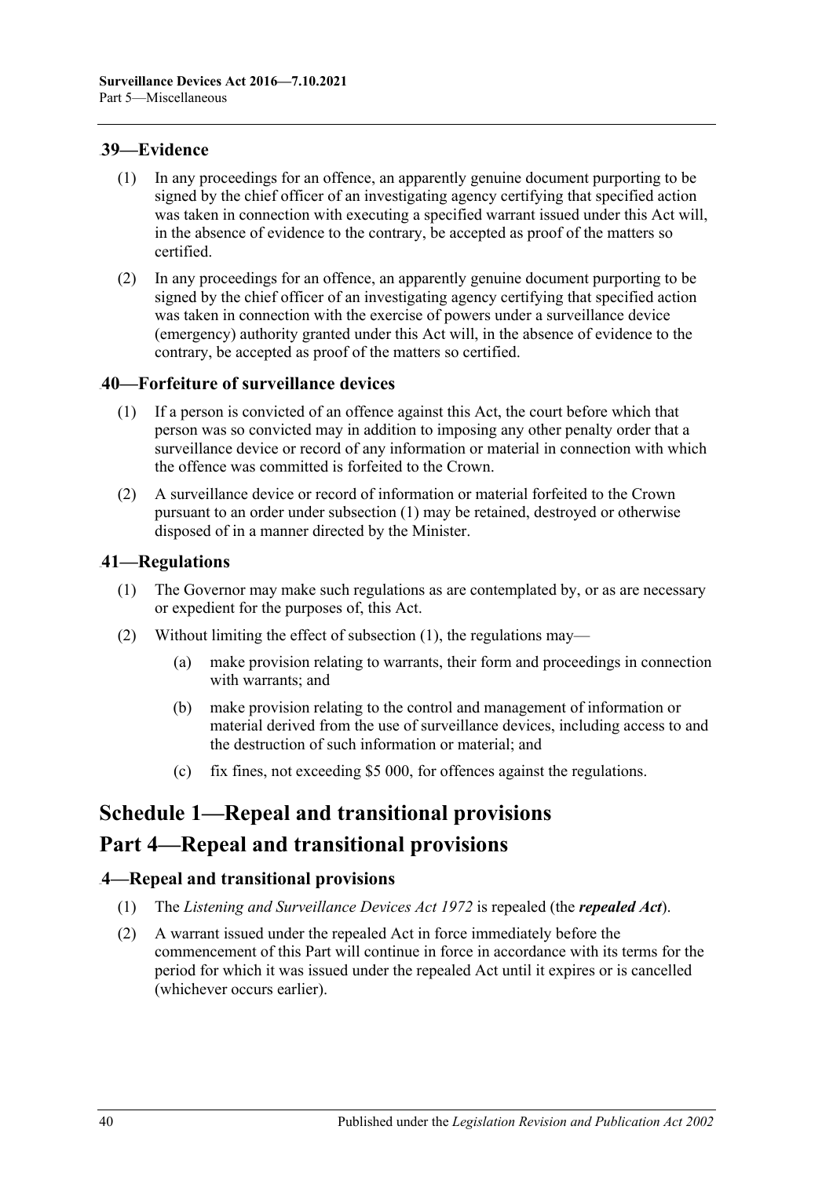## 39—Evidence

(1) In any proceedings for an offence, an apparently genuine document purporting to be signed by the chief officer of an investigating agency certifying that specified action was taken in connection with executing a specified warrant issued under this Act will, in the absence of evidence to the contrary, be accepted as proof of the matters so certified.

(2) In any proceedings for an offence, an apparently genuine document purporting to be signed by the chief officer of an investigating agency certifying that specified action was taken in connection with the exercise of powers under a surveillance device (emergency) authority granted under this Act will, in the absence of evidence to the contrary, be accepted as proof of the matters so certified.

## 40—Forfeiture of surveillance devices

(1) If a person is convicted of an offence against this Act, the court before which that person was so convicted may in addition to imposing any other penalty order that a surveillance device or record of any information or material in connection with which the offence was committed is forfeited to the Crown.

(2) A surveillance device or record of information or material forfeited to the Crown pursuant to an order under subsection (1) may be retained, destroyed or otherwise disposed of in a manner directed by the Minister.

## 41—Regulations

(1) The Governor may make such regulations as are contemplated by, or as are necessary or expedient for the purposes of, this Act.

(2) Without limiting the effect of subsection (1), the regulations may—

(a) make provision relating to warrants, their form and proceedings in connection with warrants; and

(b) make provision relating to the control and management of information or material derived from the use of surveillance devices, including access to and the destruction of such information or material; and

(c) fix fines, not exceeding $5 000, for offences against the regulations.

# Schedule 1—Repeal and transitional provisions

# Part 4—Repeal and transitional provisions

## 4—Repeal and transitional provisions

(1) The *Listening and Surveillance Devices Act 1972* is repealed (the ***repealed Act***).

(2) A warrant issued under the repealed Act in force immediately before the commencement of this Part will continue in force in accordance with its terms for the period for which it was issued under the repealed Act until it expires or is cancelled (whichever occurs earlier).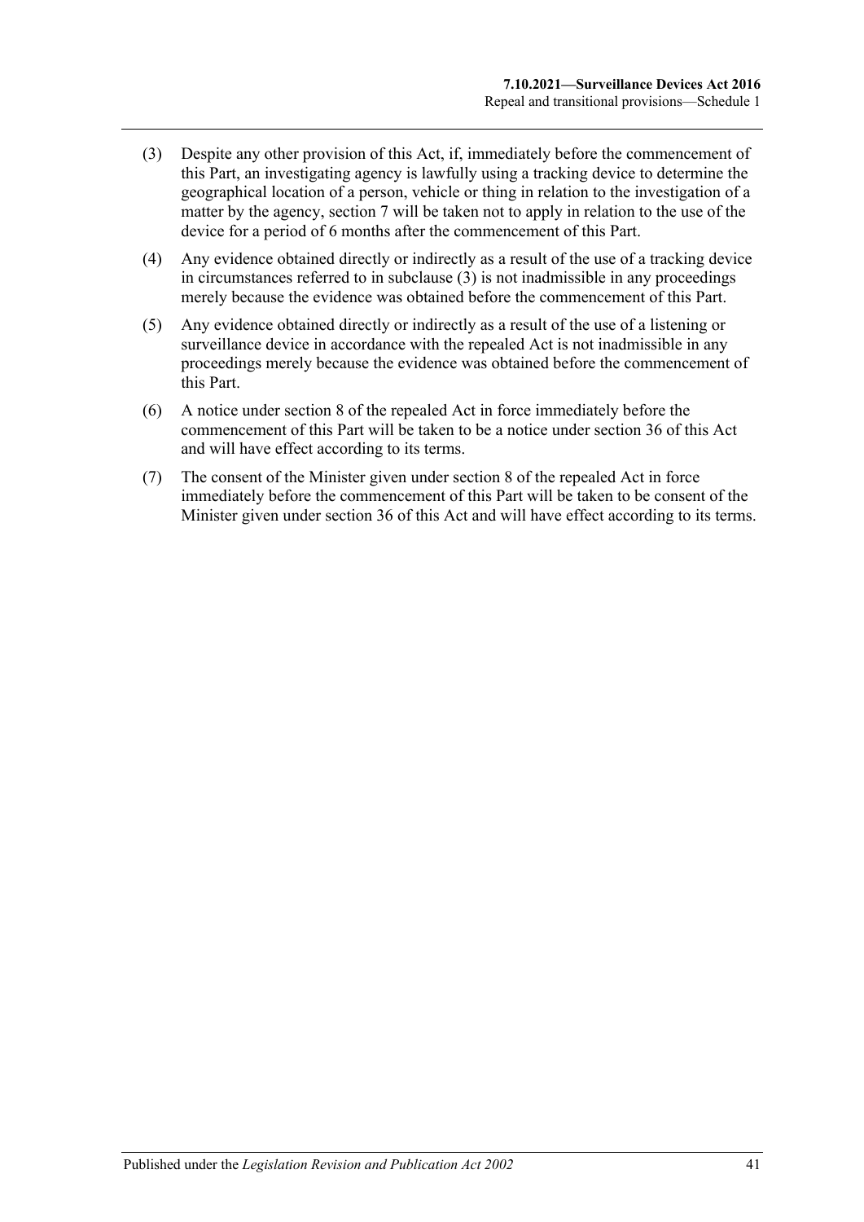(3) Despite any other provision of this Act, if, immediately before the commencement of this Part, an investigating agency is lawfully using a tracking device to determine the geographical location of a person, vehicle or thing in relation to the investigation of a matter by the agency, section 7 will be taken not to apply in relation to the use of the device for a period of 6 months after the commencement of this Part.

(4) Any evidence obtained directly or indirectly as a result of the use of a tracking device in circumstances referred to in subclause (3) is not inadmissible in any proceedings merely because the evidence was obtained before the commencement of this Part.

(5) Any evidence obtained directly or indirectly as a result of the use of a listening or surveillance device in accordance with the repealed Act is not inadmissible in any proceedings merely because the evidence was obtained before the commencement of this Part.

(6) A notice under section 8 of the repealed Act in force immediately before the commencement of this Part will be taken to be a notice under section 36 of this Act and will have effect according to its terms.

(7) The consent of the Minister given under section 8 of the repealed Act in force immediately before the commencement of this Part will be taken to be consent of the Minister given under section 36 of this Act and will have effect according to its terms.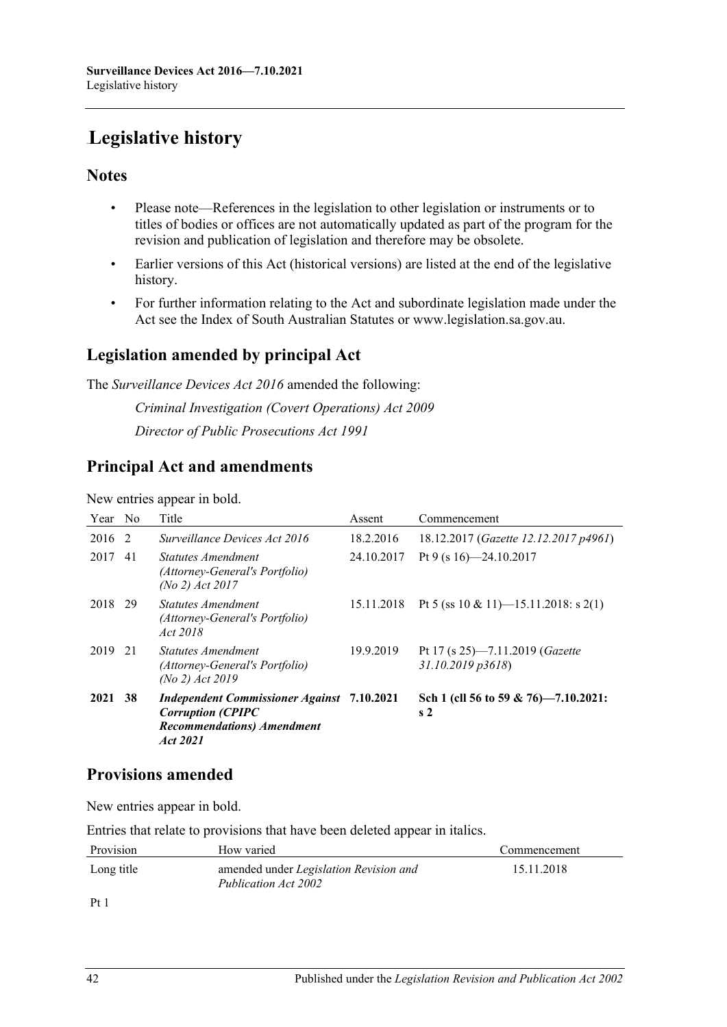# Legislative history

## Notes

- Please note—References in the legislation to other legislation or instruments or to titles of bodies or offices are not automatically updated as part of the program for the revision and publication of legislation and therefore may be obsolete.
- Earlier versions of this Act (historical versions) are listed at the end of the legislative history.
- For further information relating to the Act and subordinate legislation made under the Act see the Index of South Australian Statutes or www.legislation.sa.gov.au.

## Legislation amended by principal Act

The *Surveillance Devices Act 2016* amended the following:

*Criminal Investigation (Covert Operations) Act 2009*

*Director of Public Prosecutions Act 1991*

## Principal Act and amendments

New entries appear in bold.

| Year | No | Title | Assent | Commencement |
|---|---|---|---|---|
| 2016 | 2 | *Surveillance Devices Act 2016* | 18.2.2016 | 18.12.2017 (*Gazette 12.12.2017 p4961*) |
| 2017 | 41 | *Statutes Amendment (Attorney-General's Portfolio) (No 2) Act 2017* | 24.10.2017 | Pt 9 (s 16)—24.10.2017 |
| 2018 | 29 | *Statutes Amendment (Attorney-General's Portfolio) Act 2018* | 15.11.2018 | Pt 5 (ss 10 & 11)—15.11.2018: s 2(1) |
| 2019 | 21 | *Statutes Amendment (Attorney-General's Portfolio) (No 2) Act 2019* | 19.9.2019 | Pt 17 (s 25)—7.11.2019 (*Gazette 31.10.2019 p3618*) |
| **2021** | **38** | ***Independent Commissioner Against Corruption (CPIPC Recommendations) Amendment Act 2021*** | **7.10.2021** | **Sch 1 (cll 56 to 59 & 76)—7.10.2021: s 2** |

## Provisions amended

New entries appear in bold.

Entries that relate to provisions that have been deleted appear in italics.

| Provision | How varied | Commencement |
|---|---|---|
| Long title | amended under *Legislation Revision and Publication Act 2002* | 15.11.2018 |
| Pt 1 | | |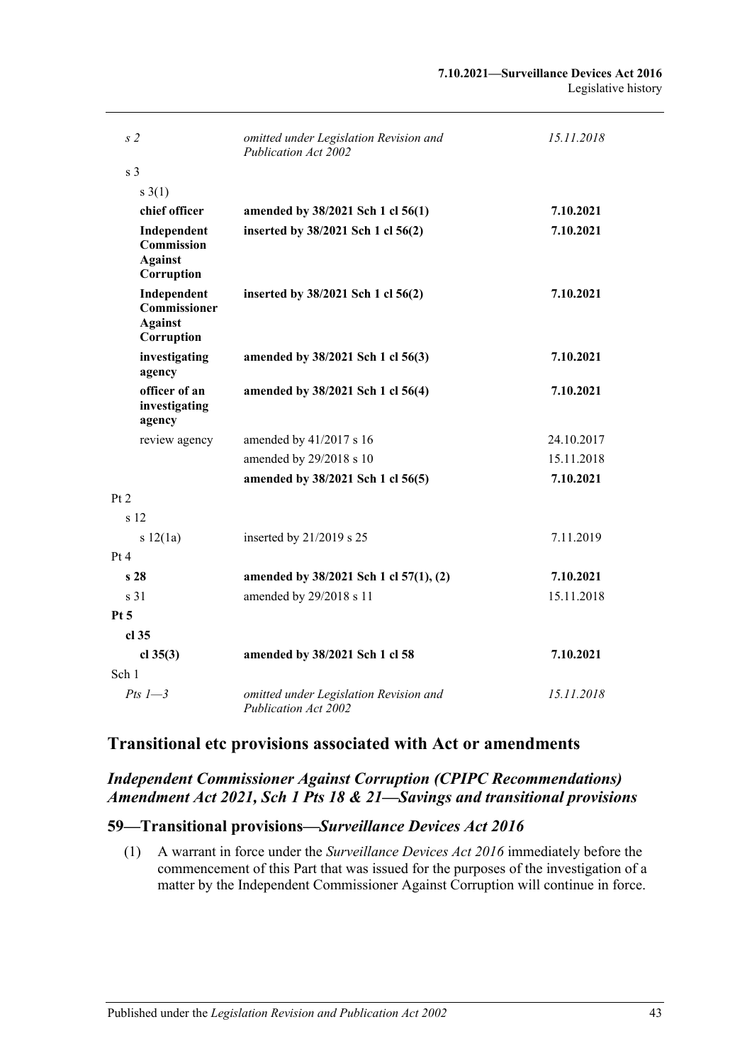| | | |
|---|---|---|
| *s 2* | *omitted under Legislation Revision and Publication Act 2002* | *15.11.2018* |
| s 3 | | |
| s 3(1) | | |
| **chief officer** | **amended by 38/2021 Sch 1 cl 56(1)** | **7.10.2021** |
| **Independent Commission Against Corruption** | **inserted by 38/2021 Sch 1 cl 56(2)** | **7.10.2021** |
| **Independent Commissioner Against Corruption** | **inserted by 38/2021 Sch 1 cl 56(2)** | **7.10.2021** |
| **investigating agency** | **amended by 38/2021 Sch 1 cl 56(3)** | **7.10.2021** |
| **officer of an investigating agency** | **amended by 38/2021 Sch 1 cl 56(4)** | **7.10.2021** |
| review agency | amended by 41/2017 s 16 | 24.10.2017 |
| | amended by 29/2018 s 10 | 15.11.2018 |
| | **amended by 38/2021 Sch 1 cl 56(5)** | **7.10.2021** |
| Pt 2 | | |
| s 12 | | |
| s 12(1a) | inserted by 21/2019 s 25 | 7.11.2019 |
| Pt 4 | | |
| **s 28** | **amended by 38/2021 Sch 1 cl 57(1), (2)** | **7.10.2021** |
| s 31 | amended by 29/2018 s 11 | 15.11.2018 |
| **Pt 5** | | |
| **cl 35** | | |
| **cl 35(3)** | **amended by 38/2021 Sch 1 cl 58** | **7.10.2021** |
| Sch 1 | | |
| *Pts 1—3* | *omitted under Legislation Revision and Publication Act 2002* | *15.11.2018* |

## Transitional etc provisions associated with Act or amendments

### *Independent Commissioner Against Corruption (CPIPC Recommendations) Amendment Act 2021, Sch 1 Pts 18 & 21—Savings and transitional provisions*

### 59—Transitional provisions—*Surveillance Devices Act 2016*

(1) A warrant in force under the *Surveillance Devices Act 2016* immediately before the commencement of this Part that was issued for the purposes of the investigation of a matter by the Independent Commissioner Against Corruption will continue in force.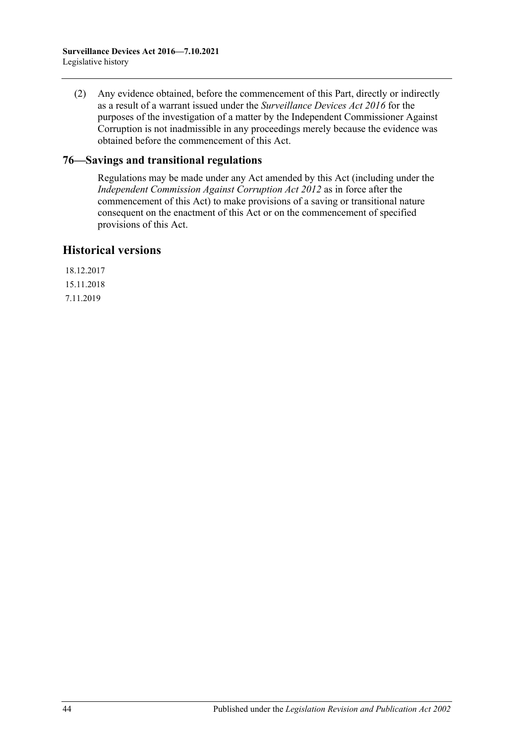(2) Any evidence obtained, before the commencement of this Part, directly or indirectly as a result of a warrant issued under the *Surveillance Devices Act 2016* for the purposes of the investigation of a matter by the Independent Commissioner Against Corruption is not inadmissible in any proceedings merely because the evidence was obtained before the commencement of this Act.

### 76—Savings and transitional regulations

Regulations may be made under any Act amended by this Act (including under the *Independent Commission Against Corruption Act 2012* as in force after the commencement of this Act) to make provisions of a saving or transitional nature consequent on the enactment of this Act or on the commencement of specified provisions of this Act.

## Historical versions

18.12.2017

15.11.2018

7.11.2019